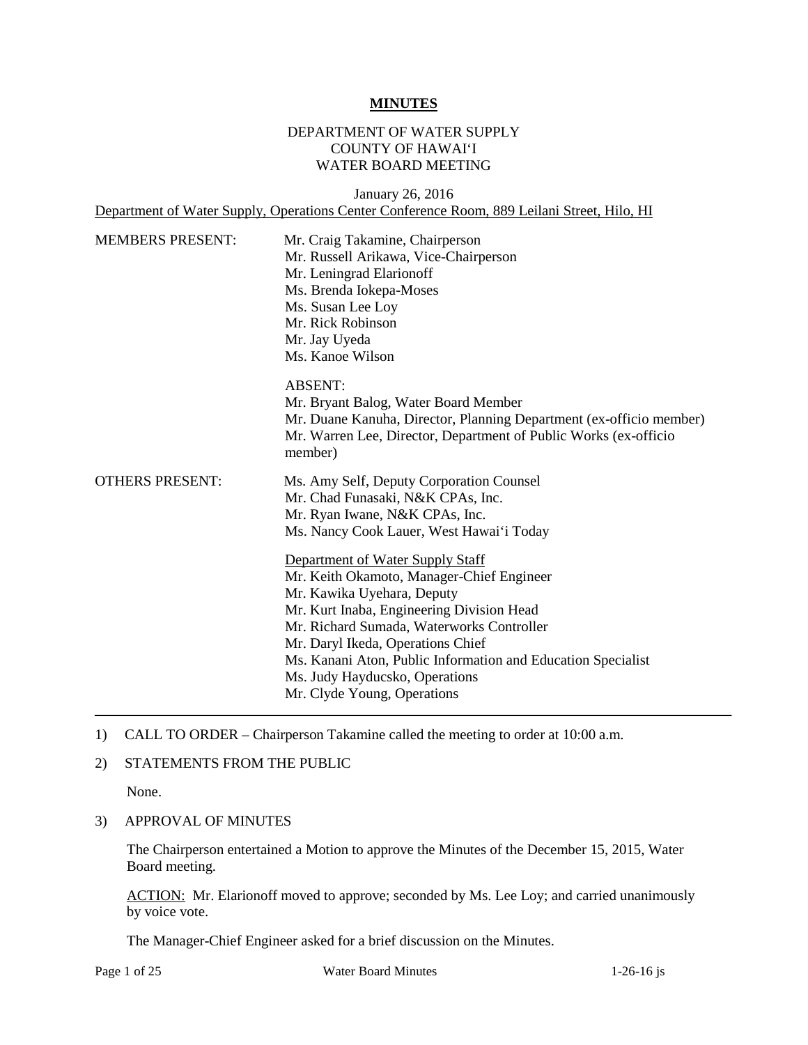# MINUTES

DEPARTMENT OF WATER SUPPLY
COUNTY OF HAWAI'I
WATER BOARD MEETING

January 26, 2016
Department of Water Supply, Operations Center Conference Room, 889 Leilani Street, Hilo, HI

MEMBERS PRESENT:
Mr. Craig Takamine, Chairperson
Mr. Russell Arikawa, Vice-Chairperson
Mr. Leningrad Elarionoff
Ms. Brenda Iokepa-Moses
Ms. Susan Lee Loy
Mr. Rick Robinson
Mr. Jay Uyeda
Ms. Kanoe Wilson

ABSENT:
Mr. Bryant Balog, Water Board Member
Mr. Duane Kanuha, Director, Planning Department (ex-officio member)
Mr. Warren Lee, Director, Department of Public Works (ex-officio member)

OTHERS PRESENT:
Ms. Amy Self, Deputy Corporation Counsel
Mr. Chad Funasaki, N&K CPAs, Inc.
Mr. Ryan Iwane, N&K CPAs, Inc.
Ms. Nancy Cook Lauer, West Hawai'i Today

Department of Water Supply Staff
Mr. Keith Okamoto, Manager-Chief Engineer
Mr. Kawika Uyehara, Deputy
Mr. Kurt Inaba, Engineering Division Head
Mr. Richard Sumada, Waterworks Controller
Mr. Daryl Ikeda, Operations Chief
Ms. Kanani Aton, Public Information and Education Specialist
Ms. Judy Hayducsko, Operations
Mr. Clyde Young, Operations

---

1) CALL TO ORDER – Chairperson Takamine called the meeting to order at 10:00 a.m.

2) STATEMENTS FROM THE PUBLIC

None.

3) APPROVAL OF MINUTES

The Chairperson entertained a Motion to approve the Minutes of the December 15, 2015, Water Board meeting.

ACTION: Mr. Elarionoff moved to approve; seconded by Ms. Lee Loy; and carried unanimously by voice vote.

The Manager-Chief Engineer asked for a brief discussion on the Minutes.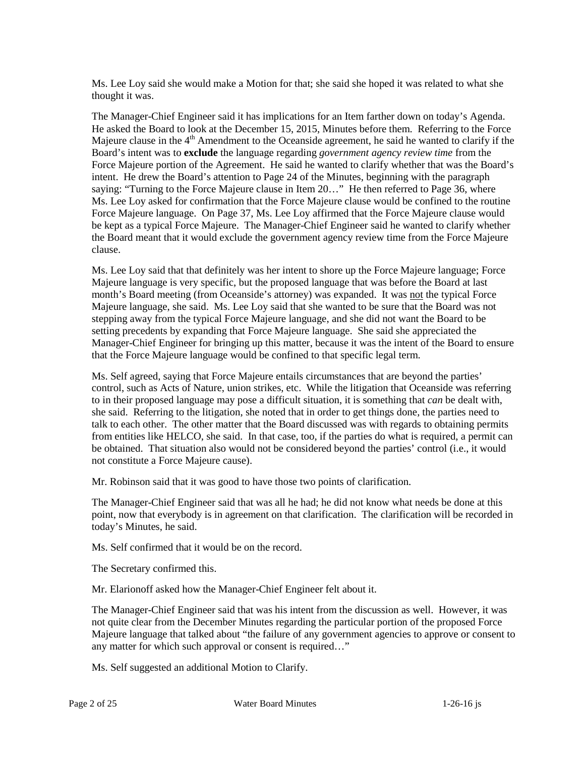Ms. Lee Loy said she would make a Motion for that; she said she hoped it was related to what she thought it was.

The Manager-Chief Engineer said it has implications for an Item farther down on today's Agenda. He asked the Board to look at the December 15, 2015, Minutes before them. Referring to the Force Majeure clause in the 4th Amendment to the Oceanside agreement, he said he wanted to clarify if the Board's intent was to **exclude** the language regarding *government agency review time* from the Force Majeure portion of the Agreement. He said he wanted to clarify whether that was the Board's intent. He drew the Board's attention to Page 24 of the Minutes, beginning with the paragraph saying: "Turning to the Force Majeure clause in Item 20…" He then referred to Page 36, where Ms. Lee Loy asked for confirmation that the Force Majeure clause would be confined to the routine Force Majeure language. On Page 37, Ms. Lee Loy affirmed that the Force Majeure clause would be kept as a typical Force Majeure. The Manager-Chief Engineer said he wanted to clarify whether the Board meant that it would exclude the government agency review time from the Force Majeure clause.

Ms. Lee Loy said that that definitely was her intent to shore up the Force Majeure language; Force Majeure language is very specific, but the proposed language that was before the Board at last month's Board meeting (from Oceanside's attorney) was expanded. It was <u>not</u> the typical Force Majeure language, she said. Ms. Lee Loy said that she wanted to be sure that the Board was not stepping away from the typical Force Majeure language, and she did not want the Board to be setting precedents by expanding that Force Majeure language. She said she appreciated the Manager-Chief Engineer for bringing up this matter, because it was the intent of the Board to ensure that the Force Majeure language would be confined to that specific legal term.

Ms. Self agreed, saying that Force Majeure entails circumstances that are beyond the parties' control, such as Acts of Nature, union strikes, etc. While the litigation that Oceanside was referring to in their proposed language may pose a difficult situation, it is something that *can* be dealt with, she said. Referring to the litigation, she noted that in order to get things done, the parties need to talk to each other. The other matter that the Board discussed was with regards to obtaining permits from entities like HELCO, she said. In that case, too, if the parties do what is required, a permit can be obtained. That situation also would not be considered beyond the parties' control (i.e., it would not constitute a Force Majeure cause).

Mr. Robinson said that it was good to have those two points of clarification.

The Manager-Chief Engineer said that was all he had; he did not know what needs be done at this point, now that everybody is in agreement on that clarification. The clarification will be recorded in today's Minutes, he said.

Ms. Self confirmed that it would be on the record.

The Secretary confirmed this.

Mr. Elarionoff asked how the Manager-Chief Engineer felt about it.

The Manager-Chief Engineer said that was his intent from the discussion as well. However, it was not quite clear from the December Minutes regarding the particular portion of the proposed Force Majeure language that talked about "the failure of any government agencies to approve or consent to any matter for which such approval or consent is required…"

Ms. Self suggested an additional Motion to Clarify.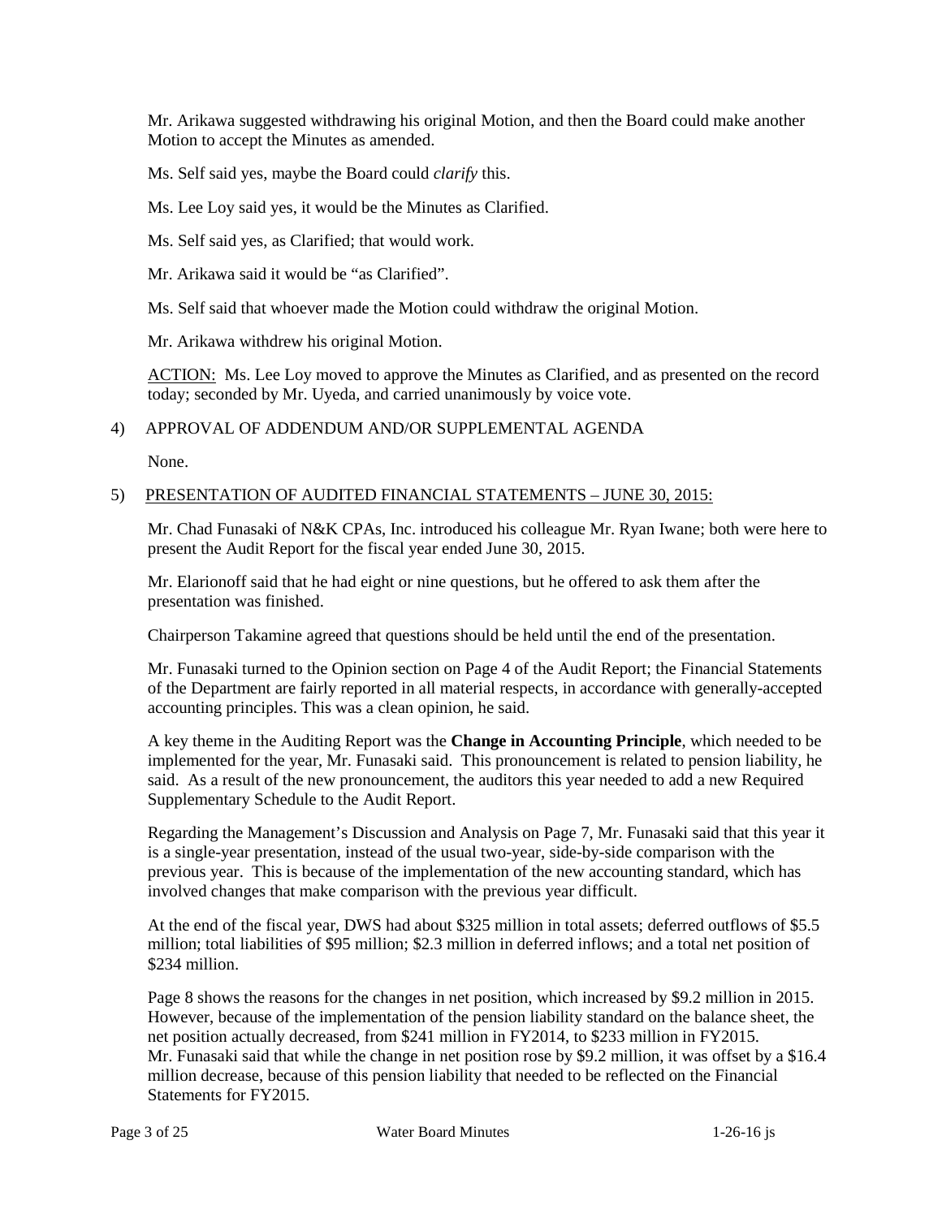Mr. Arikawa suggested withdrawing his original Motion, and then the Board could make another Motion to accept the Minutes as amended.

Ms. Self said yes, maybe the Board could *clarify* this.

Ms. Lee Loy said yes, it would be the Minutes as Clarified.

Ms. Self said yes, as Clarified; that would work.

Mr. Arikawa said it would be "as Clarified".

Ms. Self said that whoever made the Motion could withdraw the original Motion.

Mr. Arikawa withdrew his original Motion.

<u>ACTION:</u> Ms. Lee Loy moved to approve the Minutes as Clarified, and as presented on the record today; seconded by Mr. Uyeda, and carried unanimously by voice vote.

4) APPROVAL OF ADDENDUM AND/OR SUPPLEMENTAL AGENDA

None.

5) <u>PRESENTATION OF AUDITED FINANCIAL STATEMENTS – JUNE 30, 2015:</u>

Mr. Chad Funasaki of N&K CPAs, Inc. introduced his colleague Mr. Ryan Iwane; both were here to present the Audit Report for the fiscal year ended June 30, 2015.

Mr. Elarionoff said that he had eight or nine questions, but he offered to ask them after the presentation was finished.

Chairperson Takamine agreed that questions should be held until the end of the presentation.

Mr. Funasaki turned to the Opinion section on Page 4 of the Audit Report; the Financial Statements of the Department are fairly reported in all material respects, in accordance with generally-accepted accounting principles. This was a clean opinion, he said.

A key theme in the Auditing Report was the **Change in Accounting Principle**, which needed to be implemented for the year, Mr. Funasaki said. This pronouncement is related to pension liability, he said. As a result of the new pronouncement, the auditors this year needed to add a new Required Supplementary Schedule to the Audit Report.

Regarding the Management's Discussion and Analysis on Page 7, Mr. Funasaki said that this year it is a single-year presentation, instead of the usual two-year, side-by-side comparison with the previous year. This is because of the implementation of the new accounting standard, which has involved changes that make comparison with the previous year difficult.

At the end of the fiscal year, DWS had about $325 million in total assets; deferred outflows of $5.5 million; total liabilities of $95 million; $2.3 million in deferred inflows; and a total net position of $234 million.

Page 8 shows the reasons for the changes in net position, which increased by $9.2 million in 2015. However, because of the implementation of the pension liability standard on the balance sheet, the net position actually decreased, from $241 million in FY2014, to $233 million in FY2015. Mr. Funasaki said that while the change in net position rose by $9.2 million, it was offset by a $16.4 million decrease, because of this pension liability that needed to be reflected on the Financial Statements for FY2015.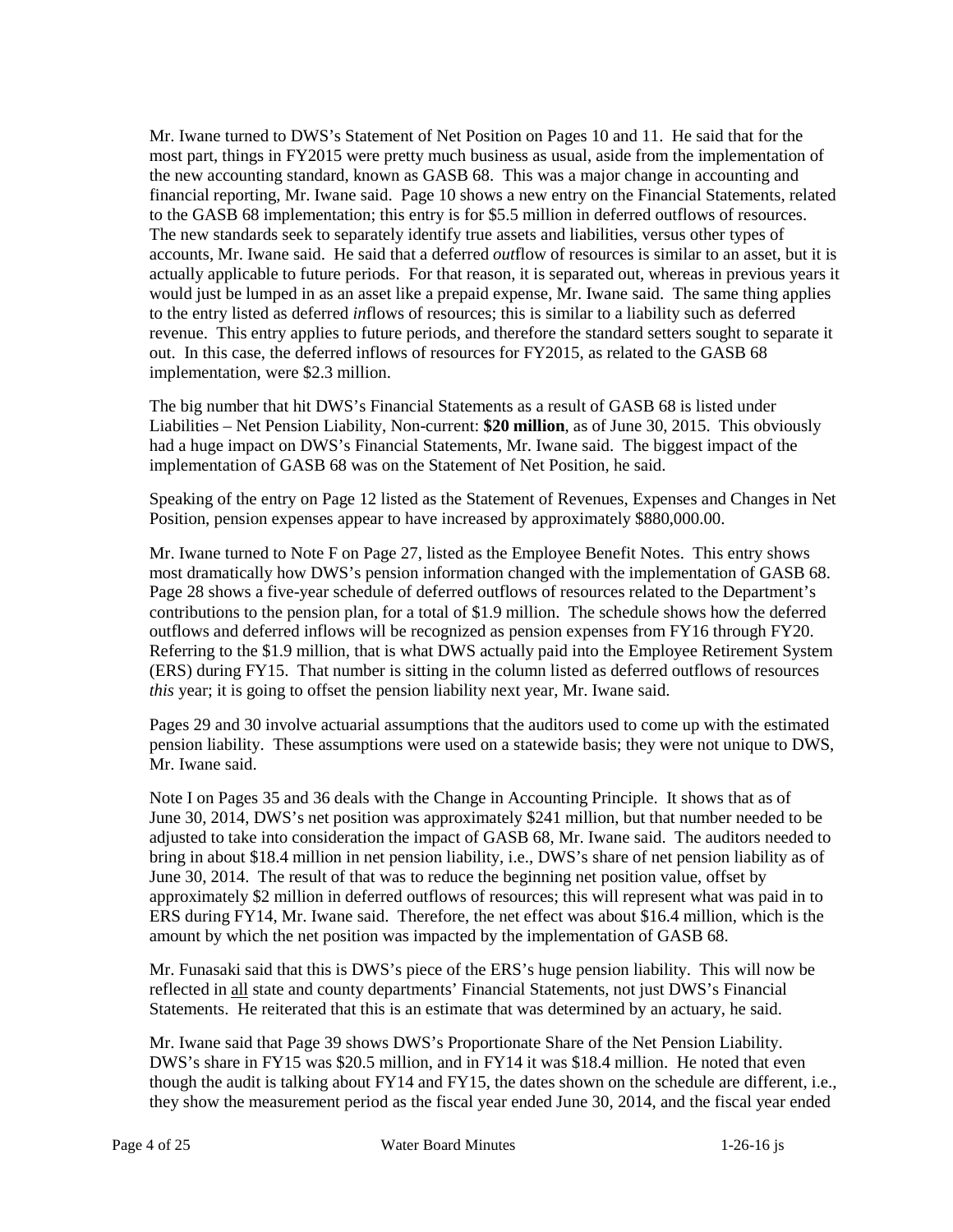Mr. Iwane turned to DWS's Statement of Net Position on Pages 10 and 11. He said that for the most part, things in FY2015 were pretty much business as usual, aside from the implementation of the new accounting standard, known as GASB 68. This was a major change in accounting and financial reporting, Mr. Iwane said. Page 10 shows a new entry on the Financial Statements, related to the GASB 68 implementation; this entry is for $5.5 million in deferred outflows of resources. The new standards seek to separately identify true assets and liabilities, versus other types of accounts, Mr. Iwane said. He said that a deferred *out*flow of resources is similar to an asset, but it is actually applicable to future periods. For that reason, it is separated out, whereas in previous years it would just be lumped in as an asset like a prepaid expense, Mr. Iwane said. The same thing applies to the entry listed as deferred *in*flows of resources; this is similar to a liability such as deferred revenue. This entry applies to future periods, and therefore the standard setters sought to separate it out. In this case, the deferred inflows of resources for FY2015, as related to the GASB 68 implementation, were $2.3 million.

The big number that hit DWS's Financial Statements as a result of GASB 68 is listed under Liabilities – Net Pension Liability, Non-current: **$20 million**, as of June 30, 2015. This obviously had a huge impact on DWS's Financial Statements, Mr. Iwane said. The biggest impact of the implementation of GASB 68 was on the Statement of Net Position, he said.

Speaking of the entry on Page 12 listed as the Statement of Revenues, Expenses and Changes in Net Position, pension expenses appear to have increased by approximately $880,000.00.

Mr. Iwane turned to Note F on Page 27, listed as the Employee Benefit Notes. This entry shows most dramatically how DWS's pension information changed with the implementation of GASB 68. Page 28 shows a five-year schedule of deferred outflows of resources related to the Department's contributions to the pension plan, for a total of $1.9 million. The schedule shows how the deferred outflows and deferred inflows will be recognized as pension expenses from FY16 through FY20. Referring to the $1.9 million, that is what DWS actually paid into the Employee Retirement System (ERS) during FY15. That number is sitting in the column listed as deferred outflows of resources *this* year; it is going to offset the pension liability next year, Mr. Iwane said.

Pages 29 and 30 involve actuarial assumptions that the auditors used to come up with the estimated pension liability. These assumptions were used on a statewide basis; they were not unique to DWS, Mr. Iwane said.

Note I on Pages 35 and 36 deals with the Change in Accounting Principle. It shows that as of June 30, 2014, DWS's net position was approximately $241 million, but that number needed to be adjusted to take into consideration the impact of GASB 68, Mr. Iwane said. The auditors needed to bring in about $18.4 million in net pension liability, i.e., DWS's share of net pension liability as of June 30, 2014. The result of that was to reduce the beginning net position value, offset by approximately $2 million in deferred outflows of resources; this will represent what was paid in to ERS during FY14, Mr. Iwane said. Therefore, the net effect was about $16.4 million, which is the amount by which the net position was impacted by the implementation of GASB 68.

Mr. Funasaki said that this is DWS's piece of the ERS's huge pension liability. This will now be reflected in all state and county departments' Financial Statements, not just DWS's Financial Statements. He reiterated that this is an estimate that was determined by an actuary, he said.

Mr. Iwane said that Page 39 shows DWS's Proportionate Share of the Net Pension Liability. DWS's share in FY15 was $20.5 million, and in FY14 it was $18.4 million. He noted that even though the audit is talking about FY14 and FY15, the dates shown on the schedule are different, i.e., they show the measurement period as the fiscal year ended June 30, 2014, and the fiscal year ended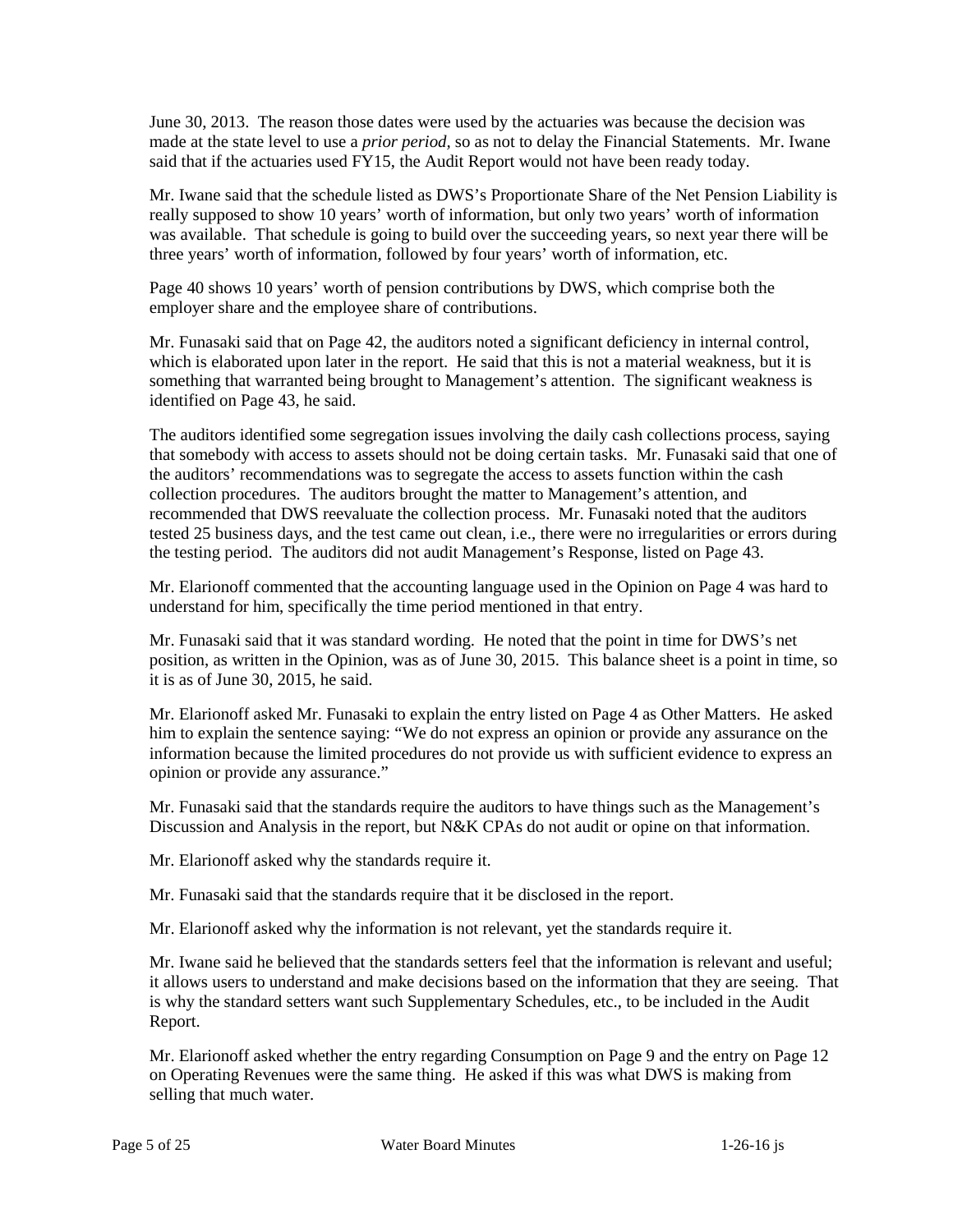June 30, 2013. The reason those dates were used by the actuaries was because the decision was made at the state level to use a *prior period*, so as not to delay the Financial Statements. Mr. Iwane said that if the actuaries used FY15, the Audit Report would not have been ready today.

Mr. Iwane said that the schedule listed as DWS's Proportionate Share of the Net Pension Liability is really supposed to show 10 years' worth of information, but only two years' worth of information was available. That schedule is going to build over the succeeding years, so next year there will be three years' worth of information, followed by four years' worth of information, etc.

Page 40 shows 10 years' worth of pension contributions by DWS, which comprise both the employer share and the employee share of contributions.

Mr. Funasaki said that on Page 42, the auditors noted a significant deficiency in internal control, which is elaborated upon later in the report. He said that this is not a material weakness, but it is something that warranted being brought to Management's attention. The significant weakness is identified on Page 43, he said.

The auditors identified some segregation issues involving the daily cash collections process, saying that somebody with access to assets should not be doing certain tasks. Mr. Funasaki said that one of the auditors' recommendations was to segregate the access to assets function within the cash collection procedures. The auditors brought the matter to Management's attention, and recommended that DWS reevaluate the collection process. Mr. Funasaki noted that the auditors tested 25 business days, and the test came out clean, i.e., there were no irregularities or errors during the testing period. The auditors did not audit Management's Response, listed on Page 43.

Mr. Elarionoff commented that the accounting language used in the Opinion on Page 4 was hard to understand for him, specifically the time period mentioned in that entry.

Mr. Funasaki said that it was standard wording. He noted that the point in time for DWS's net position, as written in the Opinion, was as of June 30, 2015. This balance sheet is a point in time, so it is as of June 30, 2015, he said.

Mr. Elarionoff asked Mr. Funasaki to explain the entry listed on Page 4 as Other Matters. He asked him to explain the sentence saying: "We do not express an opinion or provide any assurance on the information because the limited procedures do not provide us with sufficient evidence to express an opinion or provide any assurance."

Mr. Funasaki said that the standards require the auditors to have things such as the Management's Discussion and Analysis in the report, but N&K CPAs do not audit or opine on that information.

Mr. Elarionoff asked why the standards require it.

Mr. Funasaki said that the standards require that it be disclosed in the report.

Mr. Elarionoff asked why the information is not relevant, yet the standards require it.

Mr. Iwane said he believed that the standards setters feel that the information is relevant and useful; it allows users to understand and make decisions based on the information that they are seeing. That is why the standard setters want such Supplementary Schedules, etc., to be included in the Audit Report.

Mr. Elarionoff asked whether the entry regarding Consumption on Page 9 and the entry on Page 12 on Operating Revenues were the same thing. He asked if this was what DWS is making from selling that much water.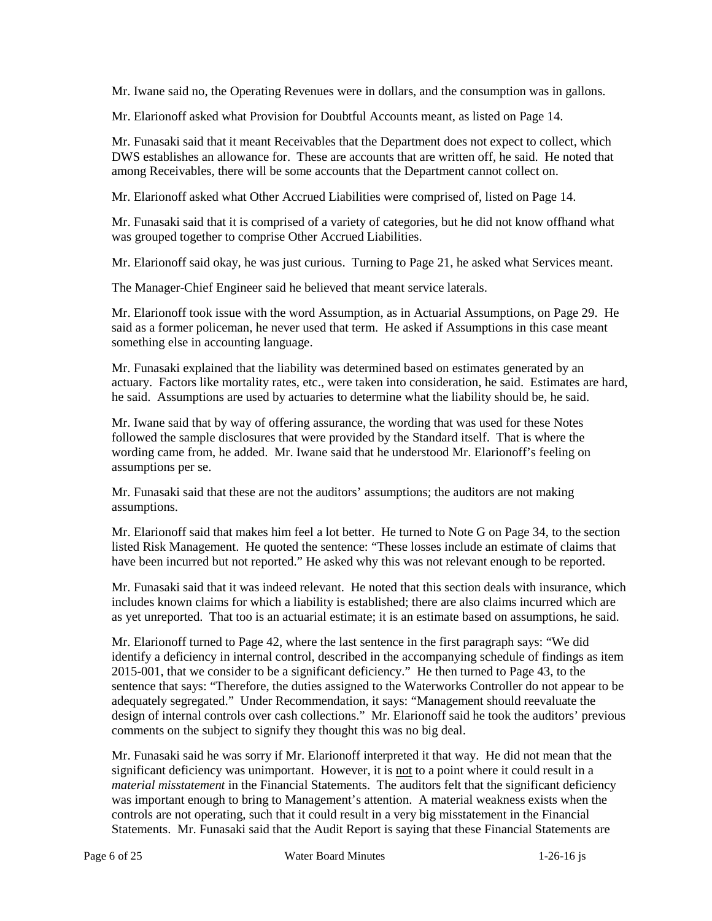Mr. Iwane said no, the Operating Revenues were in dollars, and the consumption was in gallons.

Mr. Elarionoff asked what Provision for Doubtful Accounts meant, as listed on Page 14.

Mr. Funasaki said that it meant Receivables that the Department does not expect to collect, which DWS establishes an allowance for. These are accounts that are written off, he said. He noted that among Receivables, there will be some accounts that the Department cannot collect on.

Mr. Elarionoff asked what Other Accrued Liabilities were comprised of, listed on Page 14.

Mr. Funasaki said that it is comprised of a variety of categories, but he did not know offhand what was grouped together to comprise Other Accrued Liabilities.

Mr. Elarionoff said okay, he was just curious. Turning to Page 21, he asked what Services meant.

The Manager-Chief Engineer said he believed that meant service laterals.

Mr. Elarionoff took issue with the word Assumption, as in Actuarial Assumptions, on Page 29. He said as a former policeman, he never used that term. He asked if Assumptions in this case meant something else in accounting language.

Mr. Funasaki explained that the liability was determined based on estimates generated by an actuary. Factors like mortality rates, etc., were taken into consideration, he said. Estimates are hard, he said. Assumptions are used by actuaries to determine what the liability should be, he said.

Mr. Iwane said that by way of offering assurance, the wording that was used for these Notes followed the sample disclosures that were provided by the Standard itself. That is where the wording came from, he added. Mr. Iwane said that he understood Mr. Elarionoff's feeling on assumptions per se.

Mr. Funasaki said that these are not the auditors' assumptions; the auditors are not making assumptions.

Mr. Elarionoff said that makes him feel a lot better. He turned to Note G on Page 34, to the section listed Risk Management. He quoted the sentence: "These losses include an estimate of claims that have been incurred but not reported." He asked why this was not relevant enough to be reported.

Mr. Funasaki said that it was indeed relevant. He noted that this section deals with insurance, which includes known claims for which a liability is established; there are also claims incurred which are as yet unreported. That too is an actuarial estimate; it is an estimate based on assumptions, he said.

Mr. Elarionoff turned to Page 42, where the last sentence in the first paragraph says: "We did identify a deficiency in internal control, described in the accompanying schedule of findings as item 2015-001, that we consider to be a significant deficiency." He then turned to Page 43, to the sentence that says: "Therefore, the duties assigned to the Waterworks Controller do not appear to be adequately segregated." Under Recommendation, it says: "Management should reevaluate the design of internal controls over cash collections." Mr. Elarionoff said he took the auditors' previous comments on the subject to signify they thought this was no big deal.

Mr. Funasaki said he was sorry if Mr. Elarionoff interpreted it that way. He did not mean that the significant deficiency was unimportant. However, it is <u>not</u> to a point where it could result in a *material misstatement* in the Financial Statements. The auditors felt that the significant deficiency was important enough to bring to Management's attention. A material weakness exists when the controls are not operating, such that it could result in a very big misstatement in the Financial Statements. Mr. Funasaki said that the Audit Report is saying that these Financial Statements are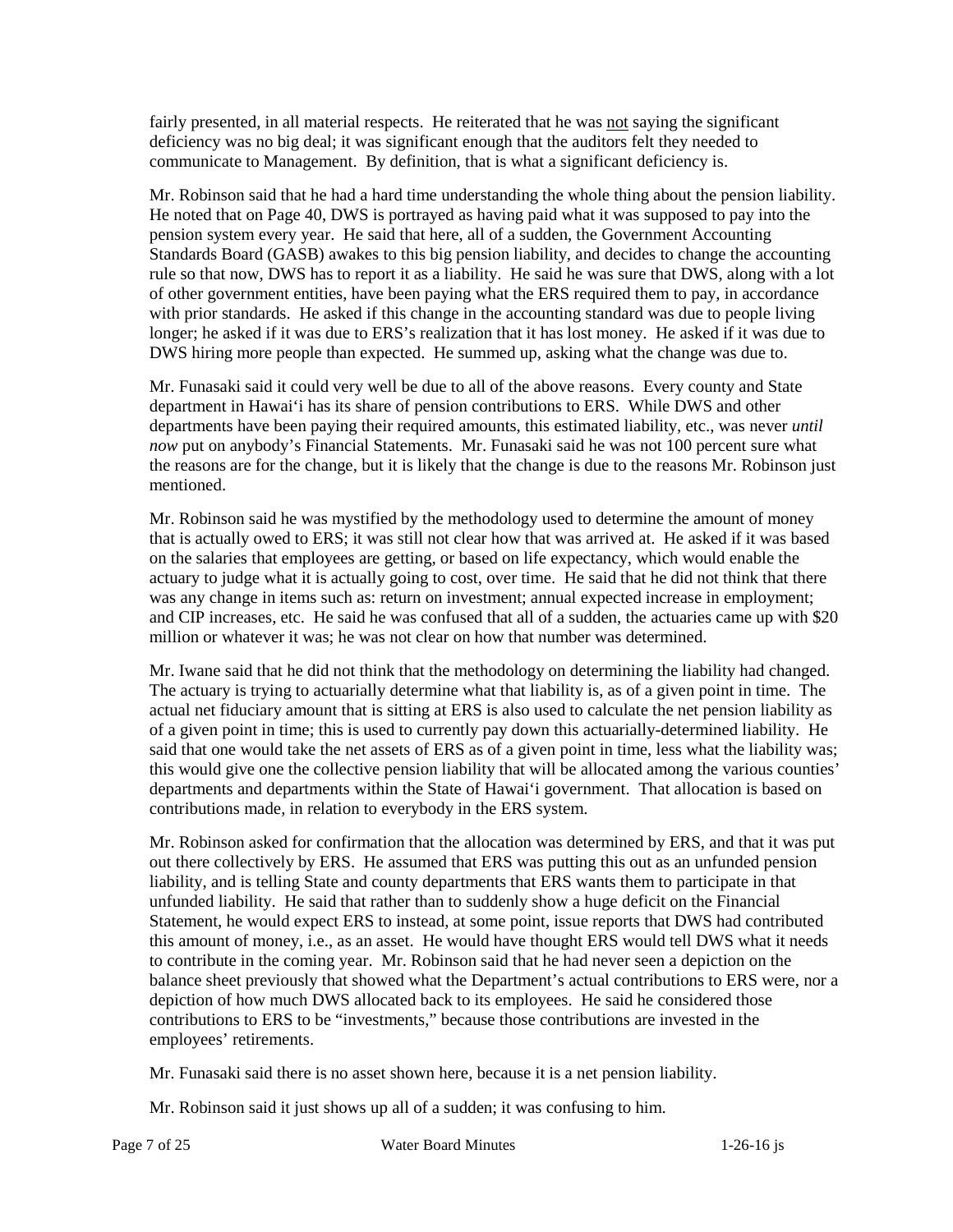fairly presented, in all material respects. He reiterated that he was <u>not</u> saying the significant deficiency was no big deal; it was significant enough that the auditors felt they needed to communicate to Management. By definition, that is what a significant deficiency is.

Mr. Robinson said that he had a hard time understanding the whole thing about the pension liability. He noted that on Page 40, DWS is portrayed as having paid what it was supposed to pay into the pension system every year. He said that here, all of a sudden, the Government Accounting Standards Board (GASB) awakes to this big pension liability, and decides to change the accounting rule so that now, DWS has to report it as a liability. He said he was sure that DWS, along with a lot of other government entities, have been paying what the ERS required them to pay, in accordance with prior standards. He asked if this change in the accounting standard was due to people living longer; he asked if it was due to ERS's realization that it has lost money. He asked if it was due to DWS hiring more people than expected. He summed up, asking what the change was due to.

Mr. Funasaki said it could very well be due to all of the above reasons. Every county and State department in Hawai'i has its share of pension contributions to ERS. While DWS and other departments have been paying their required amounts, this estimated liability, etc., was never *until now* put on anybody's Financial Statements. Mr. Funasaki said he was not 100 percent sure what the reasons are for the change, but it is likely that the change is due to the reasons Mr. Robinson just mentioned.

Mr. Robinson said he was mystified by the methodology used to determine the amount of money that is actually owed to ERS; it was still not clear how that was arrived at. He asked if it was based on the salaries that employees are getting, or based on life expectancy, which would enable the actuary to judge what it is actually going to cost, over time. He said that he did not think that there was any change in items such as: return on investment; annual expected increase in employment; and CIP increases, etc. He said he was confused that all of a sudden, the actuaries came up with $20 million or whatever it was; he was not clear on how that number was determined.

Mr. Iwane said that he did not think that the methodology on determining the liability had changed. The actuary is trying to actuarially determine what that liability is, as of a given point in time. The actual net fiduciary amount that is sitting at ERS is also used to calculate the net pension liability as of a given point in time; this is used to currently pay down this actuarially-determined liability. He said that one would take the net assets of ERS as of a given point in time, less what the liability was; this would give one the collective pension liability that will be allocated among the various counties' departments and departments within the State of Hawai'i government. That allocation is based on contributions made, in relation to everybody in the ERS system.

Mr. Robinson asked for confirmation that the allocation was determined by ERS, and that it was put out there collectively by ERS. He assumed that ERS was putting this out as an unfunded pension liability, and is telling State and county departments that ERS wants them to participate in that unfunded liability. He said that rather than to suddenly show a huge deficit on the Financial Statement, he would expect ERS to instead, at some point, issue reports that DWS had contributed this amount of money, i.e., as an asset. He would have thought ERS would tell DWS what it needs to contribute in the coming year. Mr. Robinson said that he had never seen a depiction on the balance sheet previously that showed what the Department's actual contributions to ERS were, nor a depiction of how much DWS allocated back to its employees. He said he considered those contributions to ERS to be "investments," because those contributions are invested in the employees' retirements.

Mr. Funasaki said there is no asset shown here, because it is a net pension liability.

Mr. Robinson said it just shows up all of a sudden; it was confusing to him.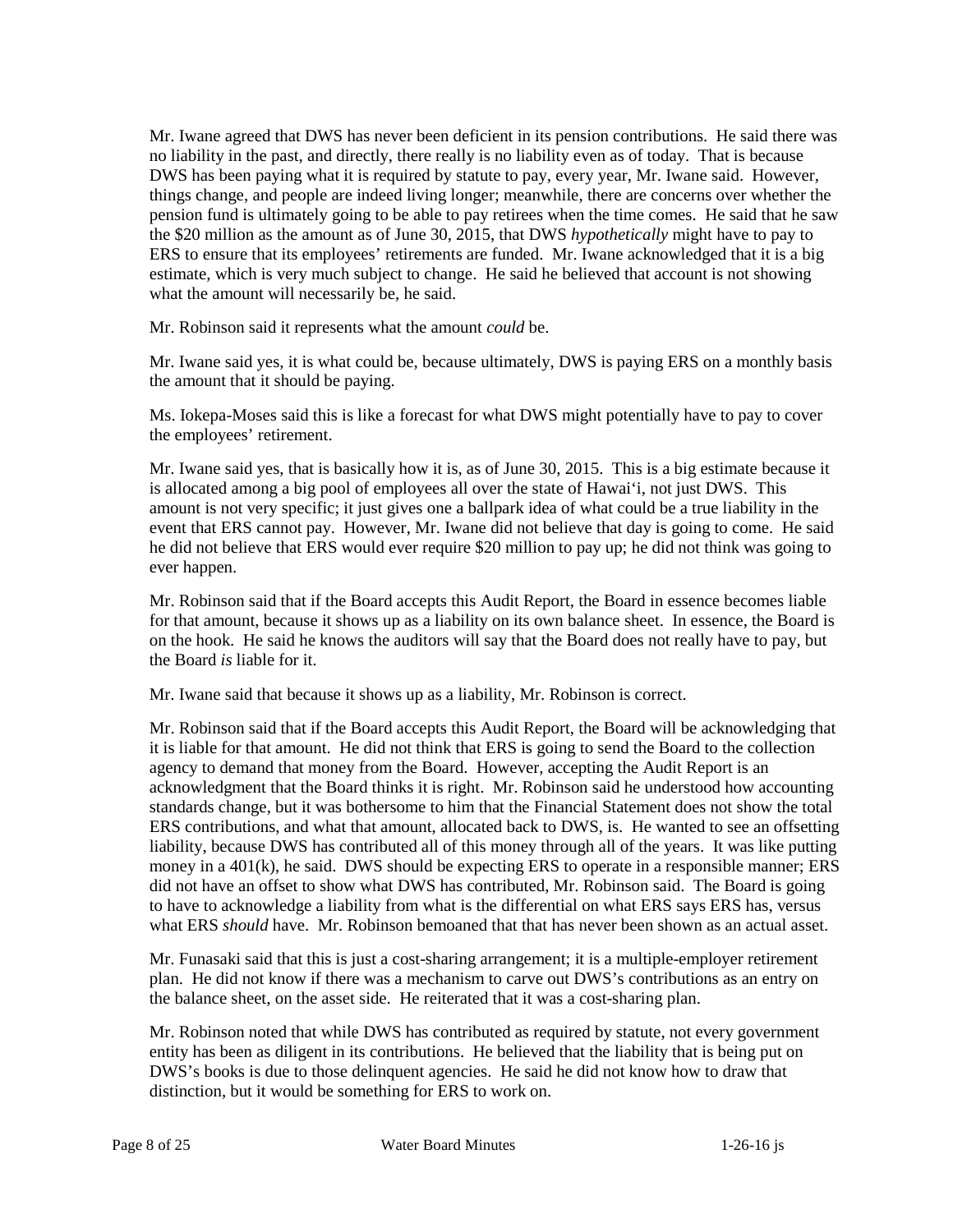Mr. Iwane agreed that DWS has never been deficient in its pension contributions. He said there was no liability in the past, and directly, there really is no liability even as of today. That is because DWS has been paying what it is required by statute to pay, every year, Mr. Iwane said. However, things change, and people are indeed living longer; meanwhile, there are concerns over whether the pension fund is ultimately going to be able to pay retirees when the time comes. He said that he saw the $20 million as the amount as of June 30, 2015, that DWS *hypothetically* might have to pay to ERS to ensure that its employees' retirements are funded. Mr. Iwane acknowledged that it is a big estimate, which is very much subject to change. He said he believed that account is not showing what the amount will necessarily be, he said.

Mr. Robinson said it represents what the amount *could* be.

Mr. Iwane said yes, it is what could be, because ultimately, DWS is paying ERS on a monthly basis the amount that it should be paying.

Ms. Iokepa-Moses said this is like a forecast for what DWS might potentially have to pay to cover the employees' retirement.

Mr. Iwane said yes, that is basically how it is, as of June 30, 2015. This is a big estimate because it is allocated among a big pool of employees all over the state of Hawai'i, not just DWS. This amount is not very specific; it just gives one a ballpark idea of what could be a true liability in the event that ERS cannot pay. However, Mr. Iwane did not believe that day is going to come. He said he did not believe that ERS would ever require $20 million to pay up; he did not think was going to ever happen.

Mr. Robinson said that if the Board accepts this Audit Report, the Board in essence becomes liable for that amount, because it shows up as a liability on its own balance sheet. In essence, the Board is on the hook. He said he knows the auditors will say that the Board does not really have to pay, but the Board *is* liable for it.

Mr. Iwane said that because it shows up as a liability, Mr. Robinson is correct.

Mr. Robinson said that if the Board accepts this Audit Report, the Board will be acknowledging that it is liable for that amount. He did not think that ERS is going to send the Board to the collection agency to demand that money from the Board. However, accepting the Audit Report is an acknowledgment that the Board thinks it is right. Mr. Robinson said he understood how accounting standards change, but it was bothersome to him that the Financial Statement does not show the total ERS contributions, and what that amount, allocated back to DWS, is. He wanted to see an offsetting liability, because DWS has contributed all of this money through all of the years. It was like putting money in a 401(k), he said. DWS should be expecting ERS to operate in a responsible manner; ERS did not have an offset to show what DWS has contributed, Mr. Robinson said. The Board is going to have to acknowledge a liability from what is the differential on what ERS says ERS has, versus what ERS *should* have. Mr. Robinson bemoaned that that has never been shown as an actual asset.

Mr. Funasaki said that this is just a cost-sharing arrangement; it is a multiple-employer retirement plan. He did not know if there was a mechanism to carve out DWS's contributions as an entry on the balance sheet, on the asset side. He reiterated that it was a cost-sharing plan.

Mr. Robinson noted that while DWS has contributed as required by statute, not every government entity has been as diligent in its contributions. He believed that the liability that is being put on DWS's books is due to those delinquent agencies. He said he did not know how to draw that distinction, but it would be something for ERS to work on.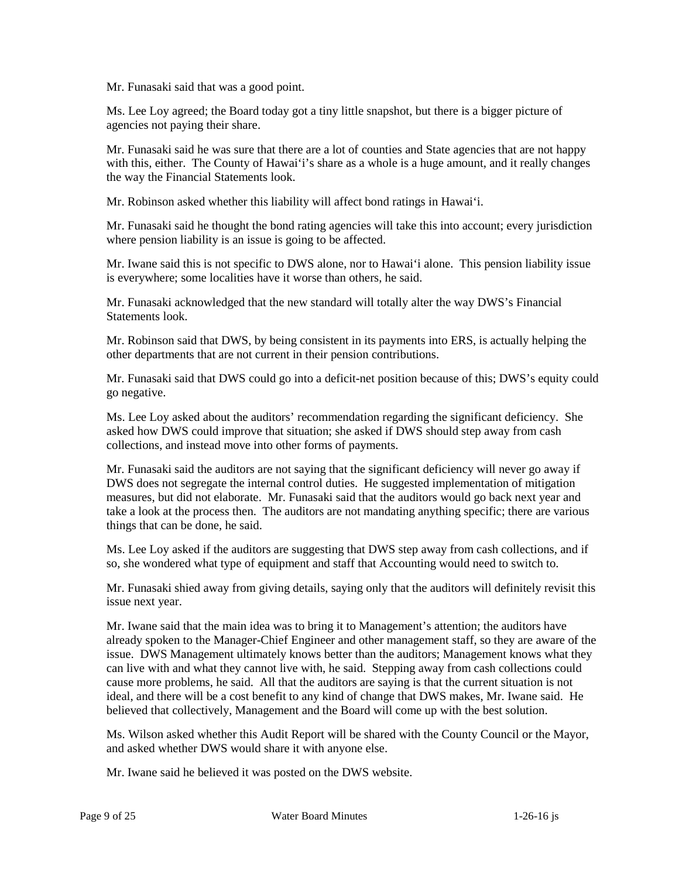Mr. Funasaki said that was a good point.

Ms. Lee Loy agreed; the Board today got a tiny little snapshot, but there is a bigger picture of agencies not paying their share.

Mr. Funasaki said he was sure that there are a lot of counties and State agencies that are not happy with this, either. The County of Hawai'i's share as a whole is a huge amount, and it really changes the way the Financial Statements look.

Mr. Robinson asked whether this liability will affect bond ratings in Hawai'i.

Mr. Funasaki said he thought the bond rating agencies will take this into account; every jurisdiction where pension liability is an issue is going to be affected.

Mr. Iwane said this is not specific to DWS alone, nor to Hawai'i alone. This pension liability issue is everywhere; some localities have it worse than others, he said.

Mr. Funasaki acknowledged that the new standard will totally alter the way DWS's Financial Statements look.

Mr. Robinson said that DWS, by being consistent in its payments into ERS, is actually helping the other departments that are not current in their pension contributions.

Mr. Funasaki said that DWS could go into a deficit-net position because of this; DWS's equity could go negative.

Ms. Lee Loy asked about the auditors' recommendation regarding the significant deficiency. She asked how DWS could improve that situation; she asked if DWS should step away from cash collections, and instead move into other forms of payments.

Mr. Funasaki said the auditors are not saying that the significant deficiency will never go away if DWS does not segregate the internal control duties. He suggested implementation of mitigation measures, but did not elaborate. Mr. Funasaki said that the auditors would go back next year and take a look at the process then. The auditors are not mandating anything specific; there are various things that can be done, he said.

Ms. Lee Loy asked if the auditors are suggesting that DWS step away from cash collections, and if so, she wondered what type of equipment and staff that Accounting would need to switch to.

Mr. Funasaki shied away from giving details, saying only that the auditors will definitely revisit this issue next year.

Mr. Iwane said that the main idea was to bring it to Management's attention; the auditors have already spoken to the Manager-Chief Engineer and other management staff, so they are aware of the issue. DWS Management ultimately knows better than the auditors; Management knows what they can live with and what they cannot live with, he said. Stepping away from cash collections could cause more problems, he said. All that the auditors are saying is that the current situation is not ideal, and there will be a cost benefit to any kind of change that DWS makes, Mr. Iwane said. He believed that collectively, Management and the Board will come up with the best solution.

Ms. Wilson asked whether this Audit Report will be shared with the County Council or the Mayor, and asked whether DWS would share it with anyone else.

Mr. Iwane said he believed it was posted on the DWS website.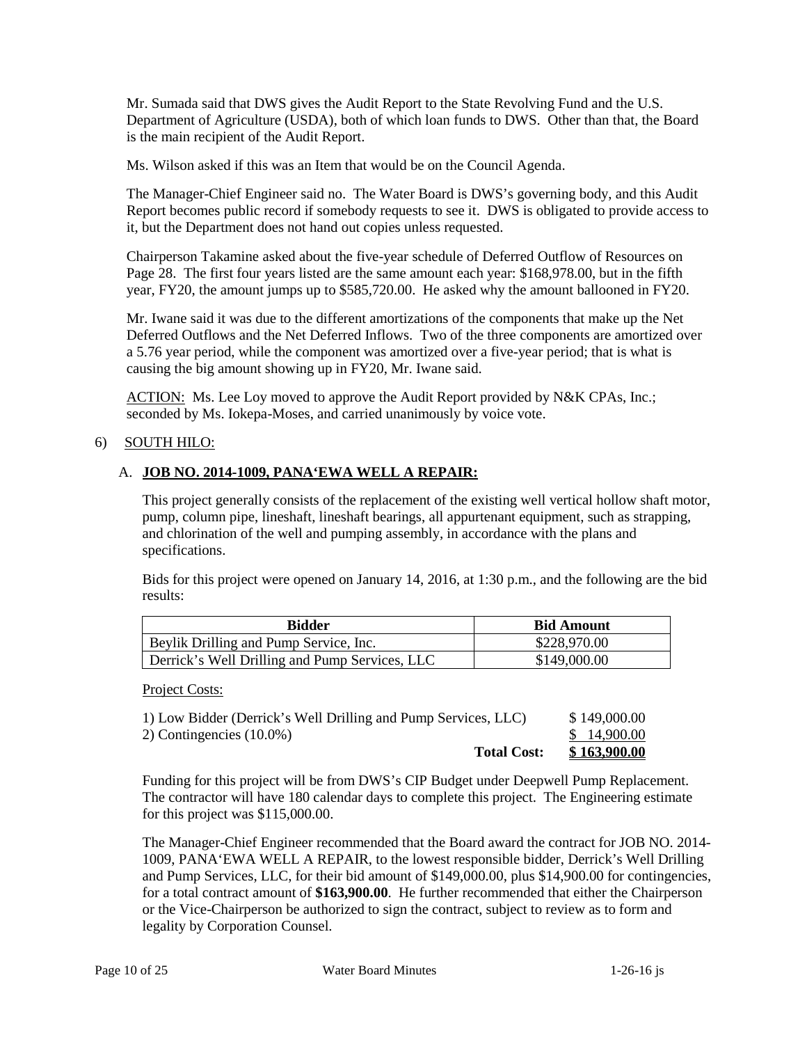Mr. Sumada said that DWS gives the Audit Report to the State Revolving Fund and the U.S. Department of Agriculture (USDA), both of which loan funds to DWS. Other than that, the Board is the main recipient of the Audit Report.

Ms. Wilson asked if this was an Item that would be on the Council Agenda.

The Manager-Chief Engineer said no. The Water Board is DWS's governing body, and this Audit Report becomes public record if somebody requests to see it. DWS is obligated to provide access to it, but the Department does not hand out copies unless requested.

Chairperson Takamine asked about the five-year schedule of Deferred Outflow of Resources on Page 28. The first four years listed are the same amount each year: $168,978.00, but in the fifth year, FY20, the amount jumps up to $585,720.00. He asked why the amount ballooned in FY20.

Mr. Iwane said it was due to the different amortizations of the components that make up the Net Deferred Outflows and the Net Deferred Inflows. Two of the three components are amortized over a 5.76 year period, while the component was amortized over a five-year period; that is what is causing the big amount showing up in FY20, Mr. Iwane said.

<u>ACTION:</u> Ms. Lee Loy moved to approve the Audit Report provided by N&K CPAs, Inc.; seconded by Ms. Iokepa-Moses, and carried unanimously by voice vote.

6) <u>SOUTH HILO:</u>

A. **<u>JOB NO. 2014-1009, PANA'EWA WELL A REPAIR:</u>**

This project generally consists of the replacement of the existing well vertical hollow shaft motor, pump, column pipe, lineshaft, lineshaft bearings, all appurtenant equipment, such as strapping, and chlorination of the well and pumping assembly, in accordance with the plans and specifications.

Bids for this project were opened on January 14, 2016, at 1:30 p.m., and the following are the bid results:

| Bidder | Bid Amount |
|---|---|
| Beylik Drilling and Pump Service, Inc. | $228,970.00 |
| Derrick's Well Drilling and Pump Services, LLC | $149,000.00 |

<u>Project Costs:</u>

| | |
|---|---|
| 1) Low Bidder (Derrick's Well Drilling and Pump Services, LLC) | $ 149,000.00 |
| 2) Contingencies (10.0%) | $ 14,900.00 |
| **Total Cost:** | **<u>$ 163,900.00</u>** |

Funding for this project will be from DWS's CIP Budget under Deepwell Pump Replacement. The contractor will have 180 calendar days to complete this project. The Engineering estimate for this project was $115,000.00.

The Manager-Chief Engineer recommended that the Board award the contract for JOB NO. 2014-1009, PANA'EWA WELL A REPAIR, to the lowest responsible bidder, Derrick's Well Drilling and Pump Services, LLC, for their bid amount of $149,000.00, plus $14,900.00 for contingencies, for a total contract amount of **$163,900.00**. He further recommended that either the Chairperson or the Vice-Chairperson be authorized to sign the contract, subject to review as to form and legality by Corporation Counsel.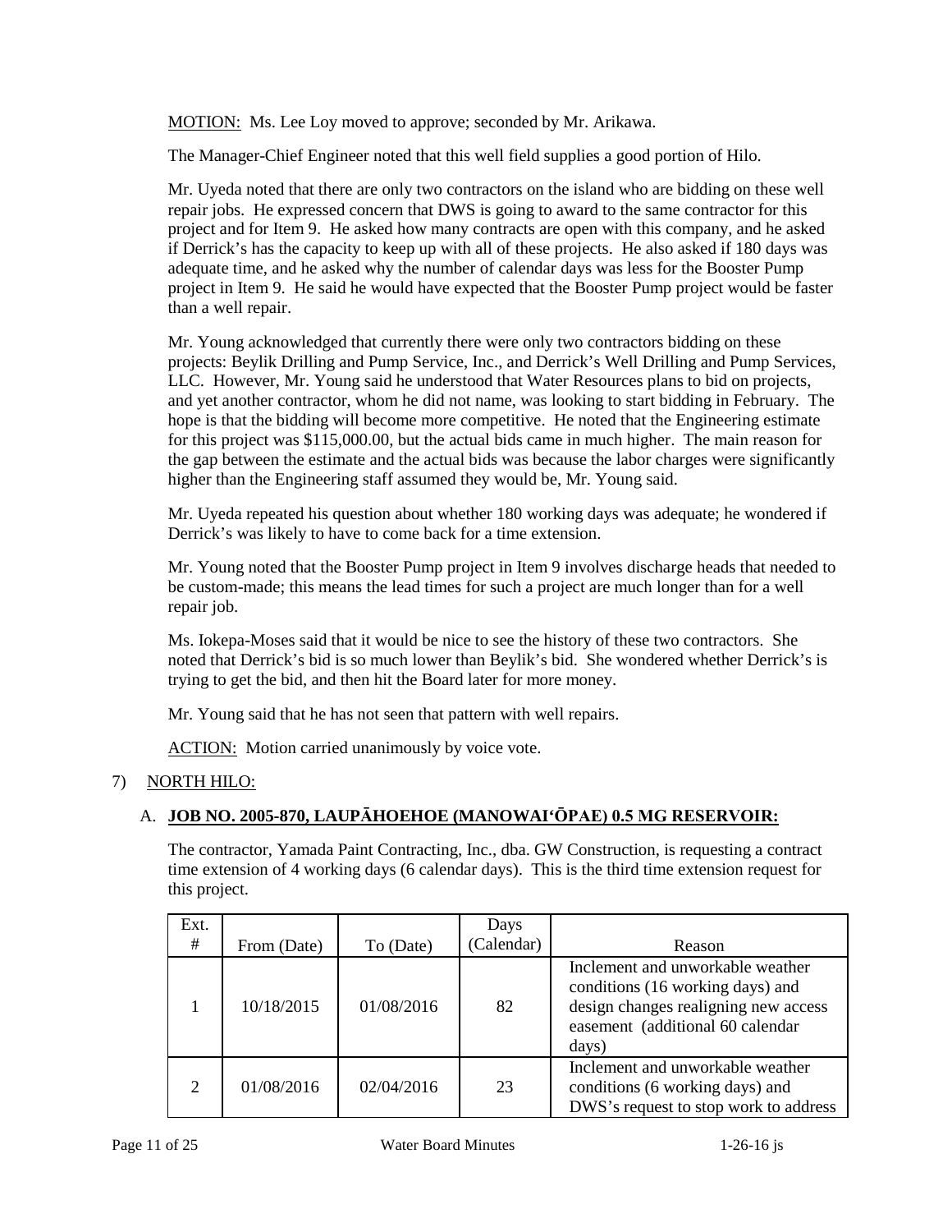MOTION: Ms. Lee Loy moved to approve; seconded by Mr. Arikawa.

The Manager-Chief Engineer noted that this well field supplies a good portion of Hilo.

Mr. Uyeda noted that there are only two contractors on the island who are bidding on these well repair jobs. He expressed concern that DWS is going to award to the same contractor for this project and for Item 9. He asked how many contracts are open with this company, and he asked if Derrick's has the capacity to keep up with all of these projects. He also asked if 180 days was adequate time, and he asked why the number of calendar days was less for the Booster Pump project in Item 9. He said he would have expected that the Booster Pump project would be faster than a well repair.

Mr. Young acknowledged that currently there were only two contractors bidding on these projects: Beylik Drilling and Pump Service, Inc., and Derrick's Well Drilling and Pump Services, LLC. However, Mr. Young said he understood that Water Resources plans to bid on projects, and yet another contractor, whom he did not name, was looking to start bidding in February. The hope is that the bidding will become more competitive. He noted that the Engineering estimate for this project was $115,000.00, but the actual bids came in much higher. The main reason for the gap between the estimate and the actual bids was because the labor charges were significantly higher than the Engineering staff assumed they would be, Mr. Young said.

Mr. Uyeda repeated his question about whether 180 working days was adequate; he wondered if Derrick's was likely to have to come back for a time extension.

Mr. Young noted that the Booster Pump project in Item 9 involves discharge heads that needed to be custom-made; this means the lead times for such a project are much longer than for a well repair job.

Ms. Iokepa-Moses said that it would be nice to see the history of these two contractors. She noted that Derrick's bid is so much lower than Beylik's bid. She wondered whether Derrick's is trying to get the bid, and then hit the Board later for more money.

Mr. Young said that he has not seen that pattern with well repairs.

ACTION: Motion carried unanimously by voice vote.

7) NORTH HILO:

A. **JOB NO. 2005-870, LAUPĀHOEHOE (MANOWAIʻŌPAE) 0.5 MG RESERVOIR:**

The contractor, Yamada Paint Contracting, Inc., dba. GW Construction, is requesting a contract time extension of 4 working days (6 calendar days). This is the third time extension request for this project.

| Ext. # | From (Date) | To (Date) | Days (Calendar) | Reason |
|---|---|---|---|---|
| 1 | 10/18/2015 | 01/08/2016 | 82 | Inclement and unworkable weather conditions (16 working days) and design changes realigning new access easement (additional 60 calendar days) |
| 2 | 01/08/2016 | 02/04/2016 | 23 | Inclement and unworkable weather conditions (6 working days) and DWS's request to stop work to address |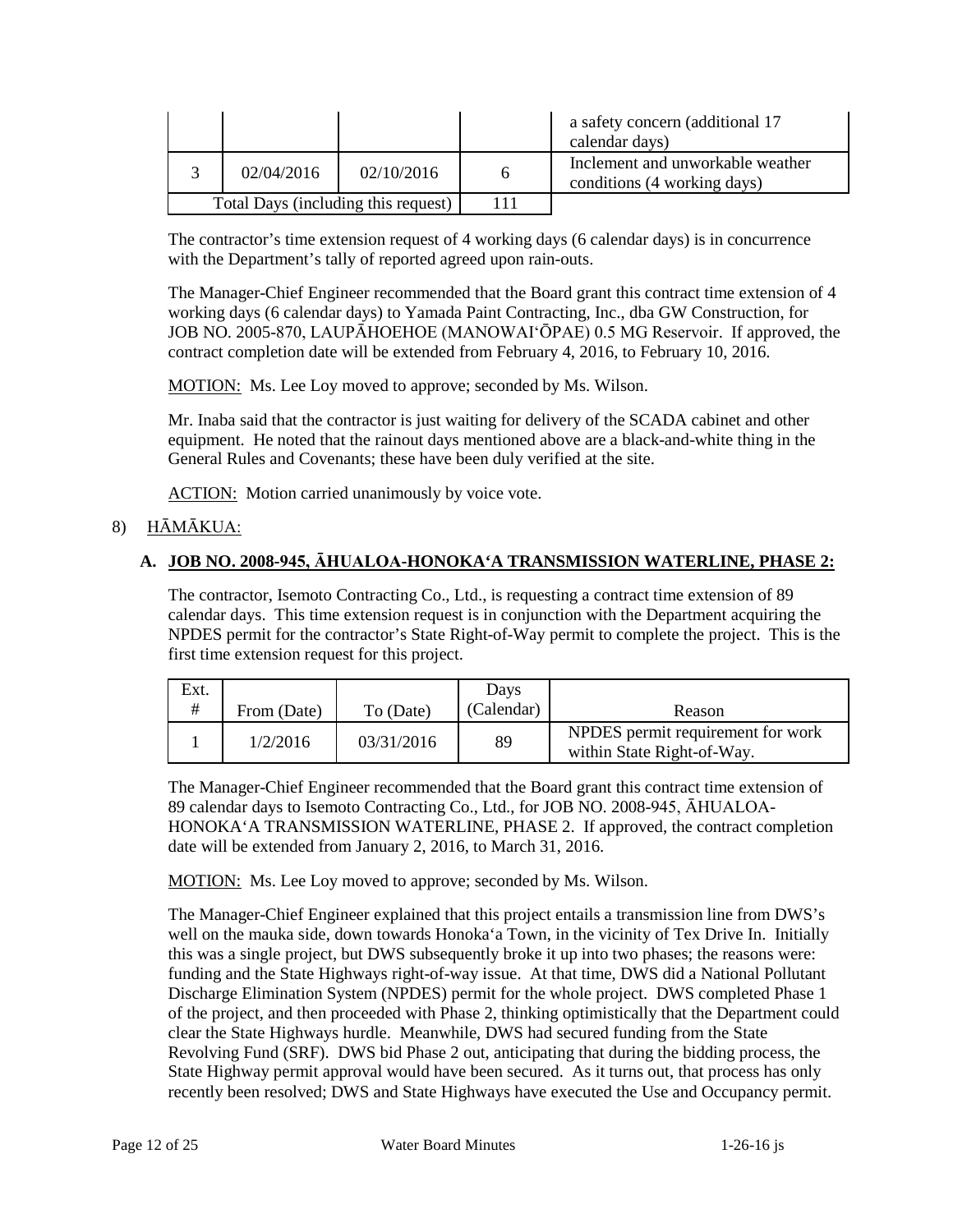| | | | | a safety concern (additional 17 calendar days) |
|---|---|---|---|---|
| 3 | 02/04/2016 | 02/10/2016 | 6 | Inclement and unworkable weather conditions (4 working days) |
| Total Days (including this request) | | | 111 | |

The contractor's time extension request of 4 working days (6 calendar days) is in concurrence with the Department's tally of reported agreed upon rain-outs.

The Manager-Chief Engineer recommended that the Board grant this contract time extension of 4 working days (6 calendar days) to Yamada Paint Contracting, Inc., dba GW Construction, for JOB NO. 2005-870, LAUPĀHOEHOE (MANOWAI'ŌPAE) 0.5 MG Reservoir. If approved, the contract completion date will be extended from February 4, 2016, to February 10, 2016.

MOTION: Ms. Lee Loy moved to approve; seconded by Ms. Wilson.

Mr. Inaba said that the contractor is just waiting for delivery of the SCADA cabinet and other equipment. He noted that the rainout days mentioned above are a black-and-white thing in the General Rules and Covenants; these have been duly verified at the site.

ACTION: Motion carried unanimously by voice vote.

8) HĀMĀKUA:

**A. JOB NO. 2008-945, ĀHUALOA-HONOKA'A TRANSMISSION WATERLINE, PHASE 2:**

The contractor, Isemoto Contracting Co., Ltd., is requesting a contract time extension of 89 calendar days. This time extension request is in conjunction with the Department acquiring the NPDES permit for the contractor's State Right-of-Way permit to complete the project. This is the first time extension request for this project.

| Ext. # | From (Date) | To (Date) | Days (Calendar) | Reason |
|---|---|---|---|---|
| 1 | 1/2/2016 | 03/31/2016 | 89 | NPDES permit requirement for work within State Right-of-Way. |

The Manager-Chief Engineer recommended that the Board grant this contract time extension of 89 calendar days to Isemoto Contracting Co., Ltd., for JOB NO. 2008-945, ĀHUALOA-HONOKA'A TRANSMISSION WATERLINE, PHASE 2. If approved, the contract completion date will be extended from January 2, 2016, to March 31, 2016.

MOTION: Ms. Lee Loy moved to approve; seconded by Ms. Wilson.

The Manager-Chief Engineer explained that this project entails a transmission line from DWS's well on the mauka side, down towards Honoka'a Town, in the vicinity of Tex Drive In. Initially this was a single project, but DWS subsequently broke it up into two phases; the reasons were: funding and the State Highways right-of-way issue. At that time, DWS did a National Pollutant Discharge Elimination System (NPDES) permit for the whole project. DWS completed Phase 1 of the project, and then proceeded with Phase 2, thinking optimistically that the Department could clear the State Highways hurdle. Meanwhile, DWS had secured funding from the State Revolving Fund (SRF). DWS bid Phase 2 out, anticipating that during the bidding process, the State Highway permit approval would have been secured. As it turns out, that process has only recently been resolved; DWS and State Highways have executed the Use and Occupancy permit.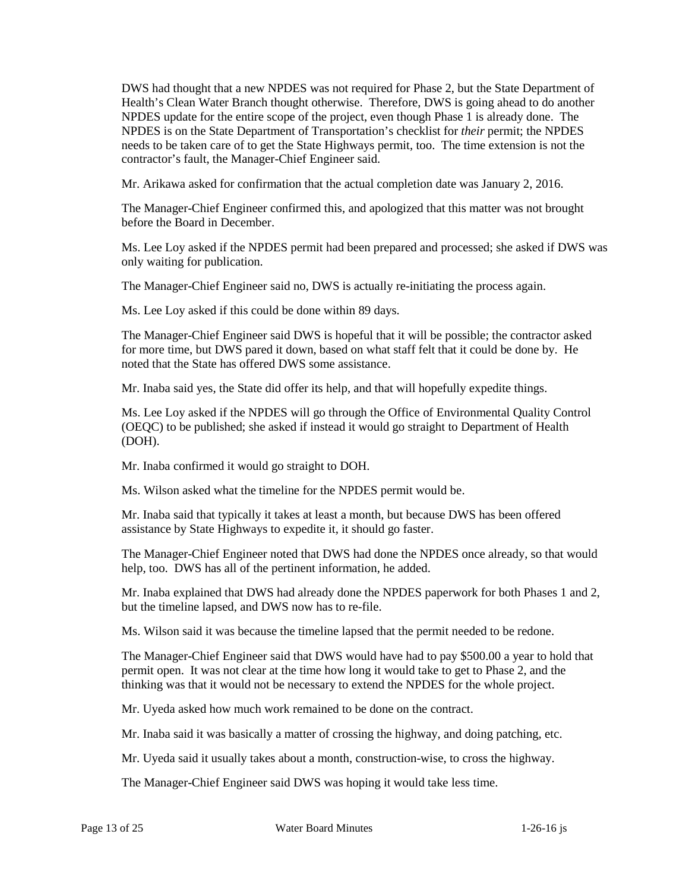DWS had thought that a new NPDES was not required for Phase 2, but the State Department of Health's Clean Water Branch thought otherwise. Therefore, DWS is going ahead to do another NPDES update for the entire scope of the project, even though Phase 1 is already done. The NPDES is on the State Department of Transportation's checklist for *their* permit; the NPDES needs to be taken care of to get the State Highways permit, too. The time extension is not the contractor's fault, the Manager-Chief Engineer said.

Mr. Arikawa asked for confirmation that the actual completion date was January 2, 2016.

The Manager-Chief Engineer confirmed this, and apologized that this matter was not brought before the Board in December.

Ms. Lee Loy asked if the NPDES permit had been prepared and processed; she asked if DWS was only waiting for publication.

The Manager-Chief Engineer said no, DWS is actually re-initiating the process again.

Ms. Lee Loy asked if this could be done within 89 days.

The Manager-Chief Engineer said DWS is hopeful that it will be possible; the contractor asked for more time, but DWS pared it down, based on what staff felt that it could be done by. He noted that the State has offered DWS some assistance.

Mr. Inaba said yes, the State did offer its help, and that will hopefully expedite things.

Ms. Lee Loy asked if the NPDES will go through the Office of Environmental Quality Control (OEQC) to be published; she asked if instead it would go straight to Department of Health (DOH).

Mr. Inaba confirmed it would go straight to DOH.

Ms. Wilson asked what the timeline for the NPDES permit would be.

Mr. Inaba said that typically it takes at least a month, but because DWS has been offered assistance by State Highways to expedite it, it should go faster.

The Manager-Chief Engineer noted that DWS had done the NPDES once already, so that would help, too. DWS has all of the pertinent information, he added.

Mr. Inaba explained that DWS had already done the NPDES paperwork for both Phases 1 and 2, but the timeline lapsed, and DWS now has to re-file.

Ms. Wilson said it was because the timeline lapsed that the permit needed to be redone.

The Manager-Chief Engineer said that DWS would have had to pay $500.00 a year to hold that permit open. It was not clear at the time how long it would take to get to Phase 2, and the thinking was that it would not be necessary to extend the NPDES for the whole project.

Mr. Uyeda asked how much work remained to be done on the contract.

Mr. Inaba said it was basically a matter of crossing the highway, and doing patching, etc.

Mr. Uyeda said it usually takes about a month, construction-wise, to cross the highway.

The Manager-Chief Engineer said DWS was hoping it would take less time.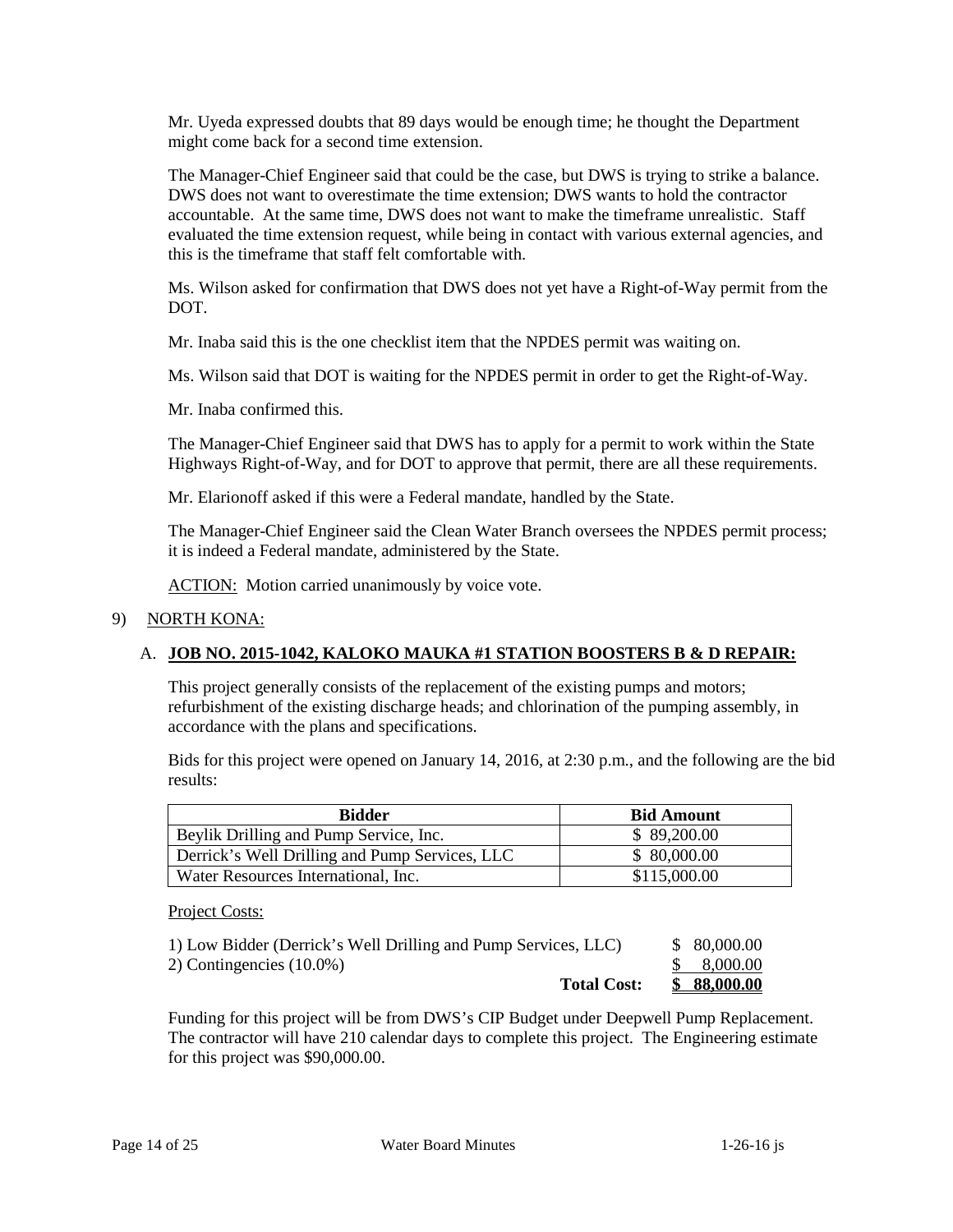Mr. Uyeda expressed doubts that 89 days would be enough time; he thought the Department might come back for a second time extension.

The Manager-Chief Engineer said that could be the case, but DWS is trying to strike a balance. DWS does not want to overestimate the time extension; DWS wants to hold the contractor accountable. At the same time, DWS does not want to make the timeframe unrealistic. Staff evaluated the time extension request, while being in contact with various external agencies, and this is the timeframe that staff felt comfortable with.

Ms. Wilson asked for confirmation that DWS does not yet have a Right-of-Way permit from the DOT.

Mr. Inaba said this is the one checklist item that the NPDES permit was waiting on.

Ms. Wilson said that DOT is waiting for the NPDES permit in order to get the Right-of-Way.

Mr. Inaba confirmed this.

The Manager-Chief Engineer said that DWS has to apply for a permit to work within the State Highways Right-of-Way, and for DOT to approve that permit, there are all these requirements.

Mr. Elarionoff asked if this were a Federal mandate, handled by the State.

The Manager-Chief Engineer said the Clean Water Branch oversees the NPDES permit process; it is indeed a Federal mandate, administered by the State.

ACTION: Motion carried unanimously by voice vote.

9) NORTH KONA:

A. **JOB NO. 2015-1042, KALOKO MAUKA #1 STATION BOOSTERS B & D REPAIR:**

This project generally consists of the replacement of the existing pumps and motors; refurbishment of the existing discharge heads; and chlorination of the pumping assembly, in accordance with the plans and specifications.

Bids for this project were opened on January 14, 2016, at 2:30 p.m., and the following are the bid results:

| Bidder | Bid Amount |
|---|---|
| Beylik Drilling and Pump Service, Inc. | $ 89,200.00 |
| Derrick's Well Drilling and Pump Services, LLC | $ 80,000.00 |
| Water Resources International, Inc. | $115,000.00 |

Project Costs:

| | |
|---|---|
| 1) Low Bidder (Derrick's Well Drilling and Pump Services, LLC) | $ 80,000.00 |
| 2) Contingencies (10.0%) | $ 8,000.00 |
| **Total Cost:** | **$ 88,000.00** |

Funding for this project will be from DWS's CIP Budget under Deepwell Pump Replacement. The contractor will have 210 calendar days to complete this project. The Engineering estimate for this project was $90,000.00.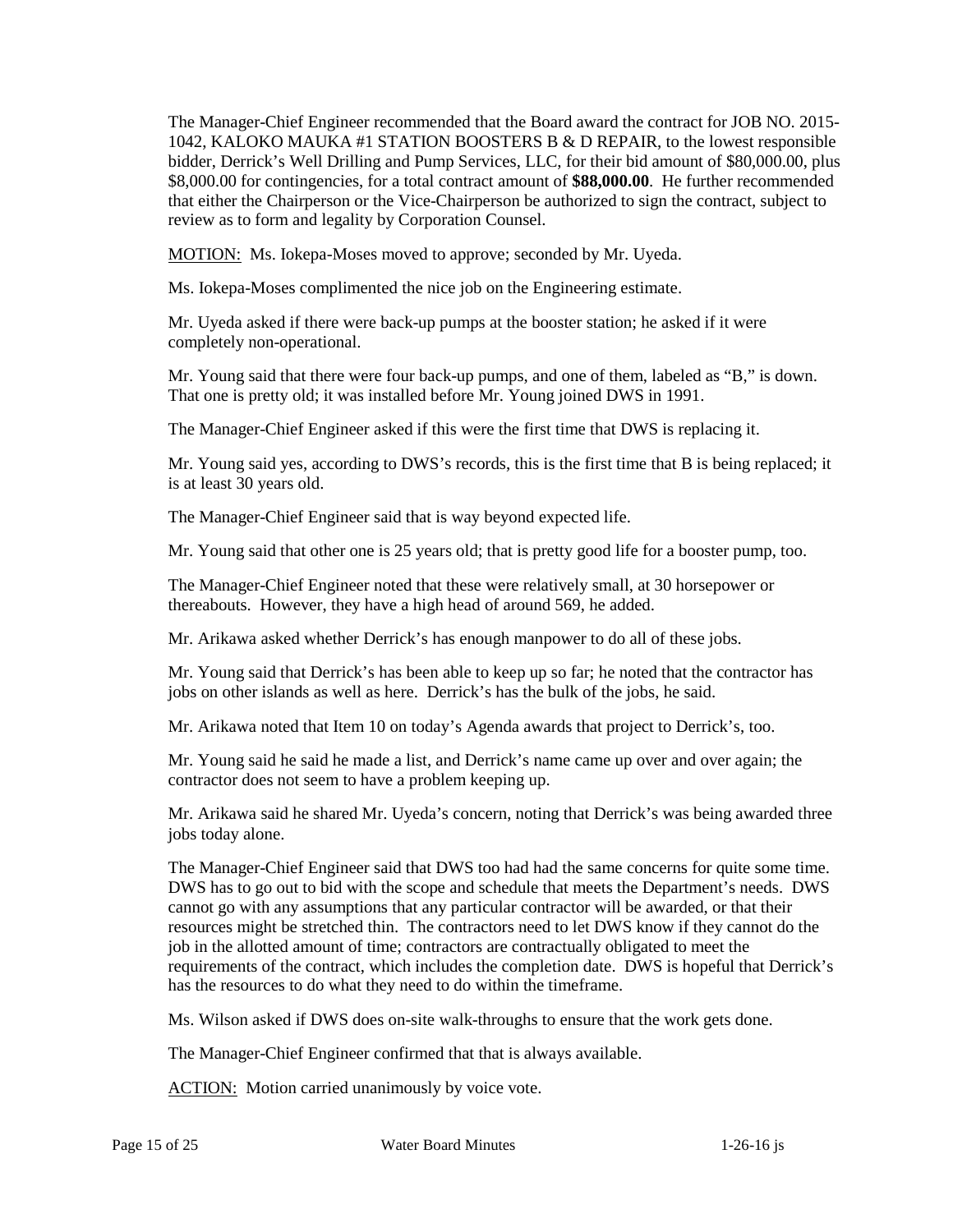The Manager-Chief Engineer recommended that the Board award the contract for JOB NO. 2015-1042, KALOKO MAUKA #1 STATION BOOSTERS B & D REPAIR, to the lowest responsible bidder, Derrick's Well Drilling and Pump Services, LLC, for their bid amount of $80,000.00, plus $8,000.00 for contingencies, for a total contract amount of **$88,000.00**. He further recommended that either the Chairperson or the Vice-Chairperson be authorized to sign the contract, subject to review as to form and legality by Corporation Counsel.

MOTION: Ms. Iokepa-Moses moved to approve; seconded by Mr. Uyeda.

Ms. Iokepa-Moses complimented the nice job on the Engineering estimate.

Mr. Uyeda asked if there were back-up pumps at the booster station; he asked if it were completely non-operational.

Mr. Young said that there were four back-up pumps, and one of them, labeled as "B," is down. That one is pretty old; it was installed before Mr. Young joined DWS in 1991.

The Manager-Chief Engineer asked if this were the first time that DWS is replacing it.

Mr. Young said yes, according to DWS's records, this is the first time that B is being replaced; it is at least 30 years old.

The Manager-Chief Engineer said that is way beyond expected life.

Mr. Young said that other one is 25 years old; that is pretty good life for a booster pump, too.

The Manager-Chief Engineer noted that these were relatively small, at 30 horsepower or thereabouts. However, they have a high head of around 569, he added.

Mr. Arikawa asked whether Derrick's has enough manpower to do all of these jobs.

Mr. Young said that Derrick's has been able to keep up so far; he noted that the contractor has jobs on other islands as well as here. Derrick's has the bulk of the jobs, he said.

Mr. Arikawa noted that Item 10 on today's Agenda awards that project to Derrick's, too.

Mr. Young said he said he made a list, and Derrick's name came up over and over again; the contractor does not seem to have a problem keeping up.

Mr. Arikawa said he shared Mr. Uyeda's concern, noting that Derrick's was being awarded three jobs today alone.

The Manager-Chief Engineer said that DWS too had had the same concerns for quite some time. DWS has to go out to bid with the scope and schedule that meets the Department's needs. DWS cannot go with any assumptions that any particular contractor will be awarded, or that their resources might be stretched thin. The contractors need to let DWS know if they cannot do the job in the allotted amount of time; contractors are contractually obligated to meet the requirements of the contract, which includes the completion date. DWS is hopeful that Derrick's has the resources to do what they need to do within the timeframe.

Ms. Wilson asked if DWS does on-site walk-throughs to ensure that the work gets done.

The Manager-Chief Engineer confirmed that that is always available.

ACTION: Motion carried unanimously by voice vote.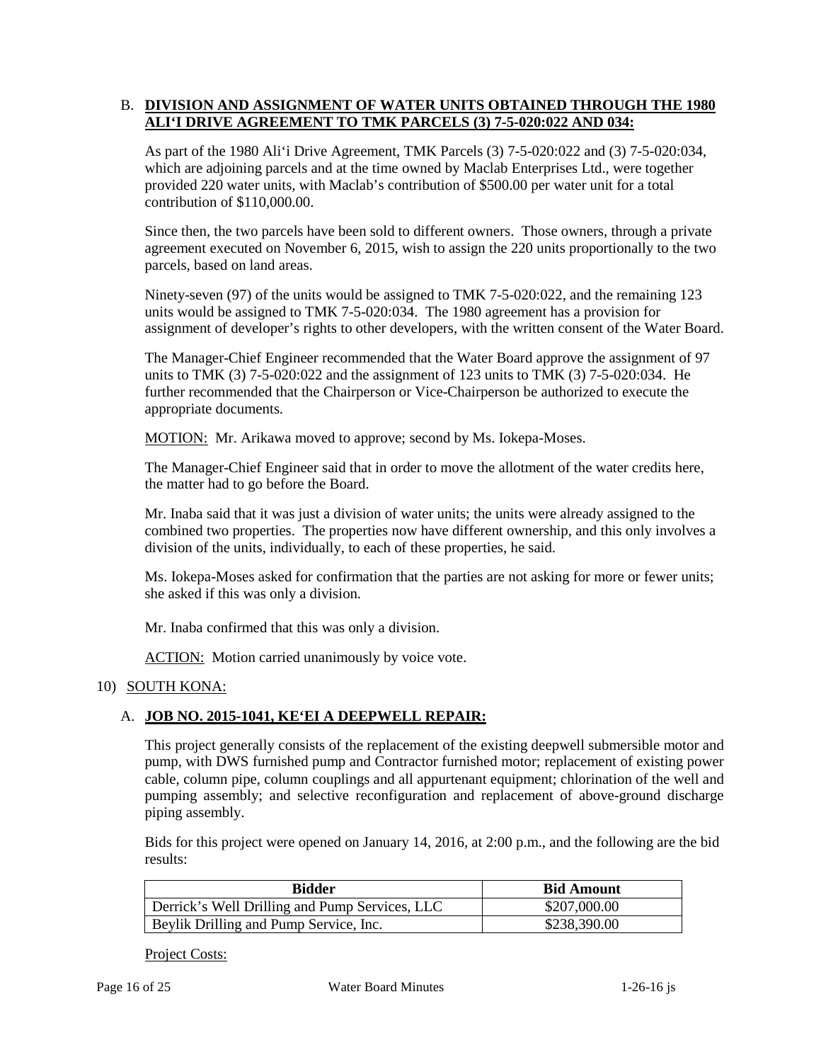### B. **DIVISION AND ASSIGNMENT OF WATER UNITS OBTAINED THROUGH THE 1980 ALI‘I DRIVE AGREEMENT TO TMK PARCELS (3) 7-5-020:022 AND 034:**

As part of the 1980 Ali‘i Drive Agreement, TMK Parcels (3) 7-5-020:022 and (3) 7-5-020:034, which are adjoining parcels and at the time owned by Maclab Enterprises Ltd., were together provided 220 water units, with Maclab's contribution of $500.00 per water unit for a total contribution of $110,000.00.

Since then, the two parcels have been sold to different owners. Those owners, through a private agreement executed on November 6, 2015, wish to assign the 220 units proportionally to the two parcels, based on land areas.

Ninety-seven (97) of the units would be assigned to TMK 7-5-020:022, and the remaining 123 units would be assigned to TMK 7-5-020:034. The 1980 agreement has a provision for assignment of developer's rights to other developers, with the written consent of the Water Board.

The Manager-Chief Engineer recommended that the Water Board approve the assignment of 97 units to TMK (3) 7-5-020:022 and the assignment of 123 units to TMK (3) 7-5-020:034. He further recommended that the Chairperson or Vice-Chairperson be authorized to execute the appropriate documents.

MOTION: Mr. Arikawa moved to approve; second by Ms. Iokepa-Moses.

The Manager-Chief Engineer said that in order to move the allotment of the water credits here, the matter had to go before the Board.

Mr. Inaba said that it was just a division of water units; the units were already assigned to the combined two properties. The properties now have different ownership, and this only involves a division of the units, individually, to each of these properties, he said.

Ms. Iokepa-Moses asked for confirmation that the parties are not asking for more or fewer units; she asked if this was only a division.

Mr. Inaba confirmed that this was only a division.

ACTION: Motion carried unanimously by voice vote.

## 10) SOUTH KONA:

### A. **JOB NO. 2015-1041, KE‘EI A DEEPWELL REPAIR:**

This project generally consists of the replacement of the existing deepwell submersible motor and pump, with DWS furnished pump and Contractor furnished motor; replacement of existing power cable, column pipe, column couplings and all appurtenant equipment; chlorination of the well and pumping assembly; and selective reconfiguration and replacement of above-ground discharge piping assembly.

Bids for this project were opened on January 14, 2016, at 2:00 p.m., and the following are the bid results:

| Bidder | Bid Amount |
|---|---|
| Derrick's Well Drilling and Pump Services, LLC | $207,000.00 |
| Beylik Drilling and Pump Service, Inc. | $238,390.00 |

Project Costs: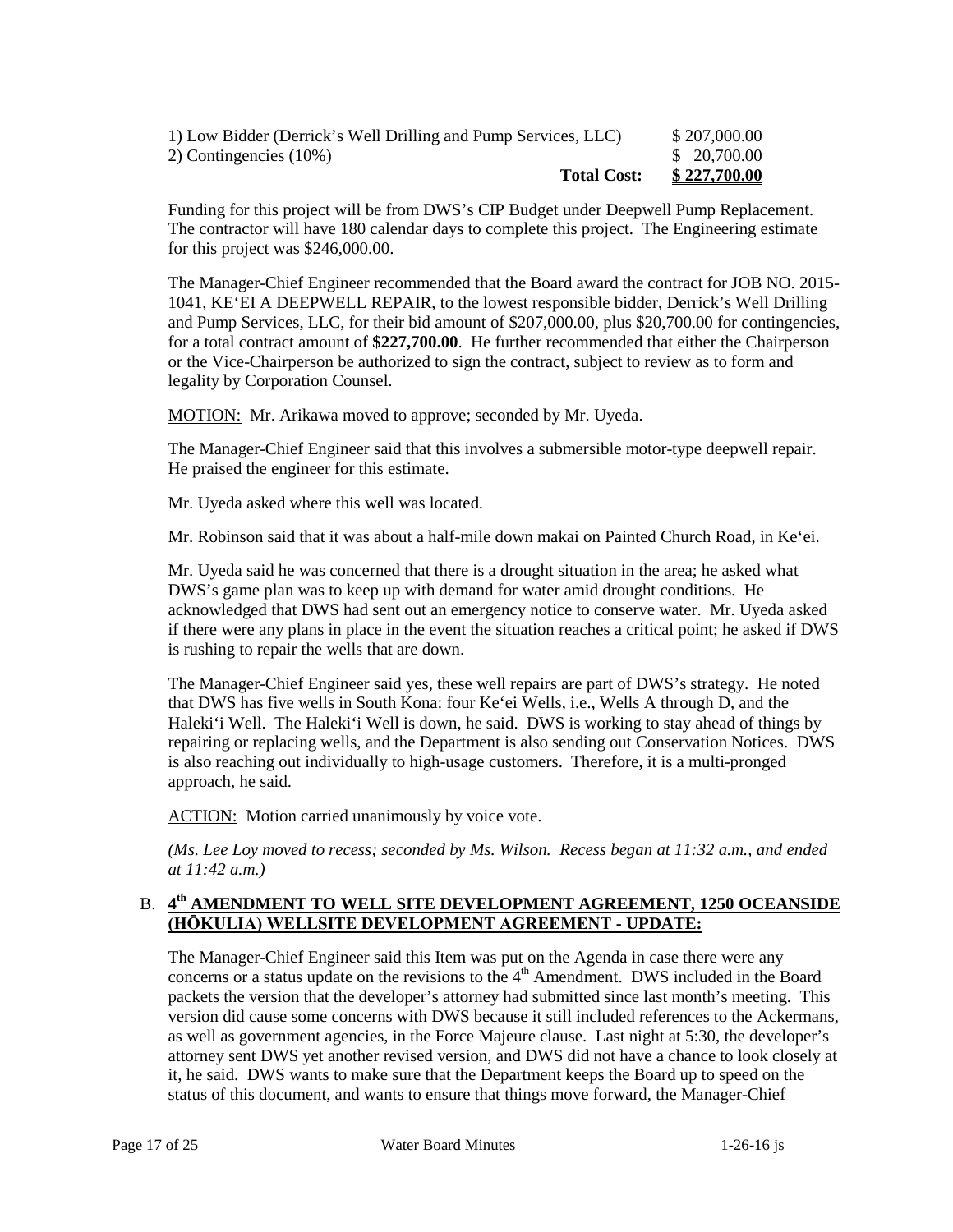| | |
|---|---|
| 1) Low Bidder (Derrick's Well Drilling and Pump Services, LLC) | \$ 207,000.00 |
| 2) Contingencies (10%) | \$ 20,700.00 |
| **Total Cost:** | **\$ 227,700.00** |

Funding for this project will be from DWS's CIP Budget under Deepwell Pump Replacement. The contractor will have 180 calendar days to complete this project. The Engineering estimate for this project was \$246,000.00.

The Manager-Chief Engineer recommended that the Board award the contract for JOB NO. 2015-1041, KE'EI A DEEPWELL REPAIR, to the lowest responsible bidder, Derrick's Well Drilling and Pump Services, LLC, for their bid amount of \$207,000.00, plus \$20,700.00 for contingencies, for a total contract amount of **\$227,700.00**. He further recommended that either the Chairperson or the Vice-Chairperson be authorized to sign the contract, subject to review as to form and legality by Corporation Counsel.

MOTION: Mr. Arikawa moved to approve; seconded by Mr. Uyeda.

The Manager-Chief Engineer said that this involves a submersible motor-type deepwell repair. He praised the engineer for this estimate.

Mr. Uyeda asked where this well was located.

Mr. Robinson said that it was about a half-mile down makai on Painted Church Road, in Ke'ei.

Mr. Uyeda said he was concerned that there is a drought situation in the area; he asked what DWS's game plan was to keep up with demand for water amid drought conditions. He acknowledged that DWS had sent out an emergency notice to conserve water. Mr. Uyeda asked if there were any plans in place in the event the situation reaches a critical point; he asked if DWS is rushing to repair the wells that are down.

The Manager-Chief Engineer said yes, these well repairs are part of DWS's strategy. He noted that DWS has five wells in South Kona: four Ke'ei Wells, i.e., Wells A through D, and the Haleki'i Well. The Haleki'i Well is down, he said. DWS is working to stay ahead of things by repairing or replacing wells, and the Department is also sending out Conservation Notices. DWS is also reaching out individually to high-usage customers. Therefore, it is a multi-pronged approach, he said.

ACTION: Motion carried unanimously by voice vote.

*(Ms. Lee Loy moved to recess; seconded by Ms. Wilson. Recess began at 11:32 a.m., and ended at 11:42 a.m.)*

B. **4th AMENDMENT TO WELL SITE DEVELOPMENT AGREEMENT, 1250 OCEANSIDE (HŌKULIA) WELLSITE DEVELOPMENT AGREEMENT - UPDATE:**

The Manager-Chief Engineer said this Item was put on the Agenda in case there were any concerns or a status update on the revisions to the 4th Amendment. DWS included in the Board packets the version that the developer's attorney had submitted since last month's meeting. This version did cause some concerns with DWS because it still included references to the Ackermans, as well as government agencies, in the Force Majeure clause. Last night at 5:30, the developer's attorney sent DWS yet another revised version, and DWS did not have a chance to look closely at it, he said. DWS wants to make sure that the Department keeps the Board up to speed on the status of this document, and wants to ensure that things move forward, the Manager-Chief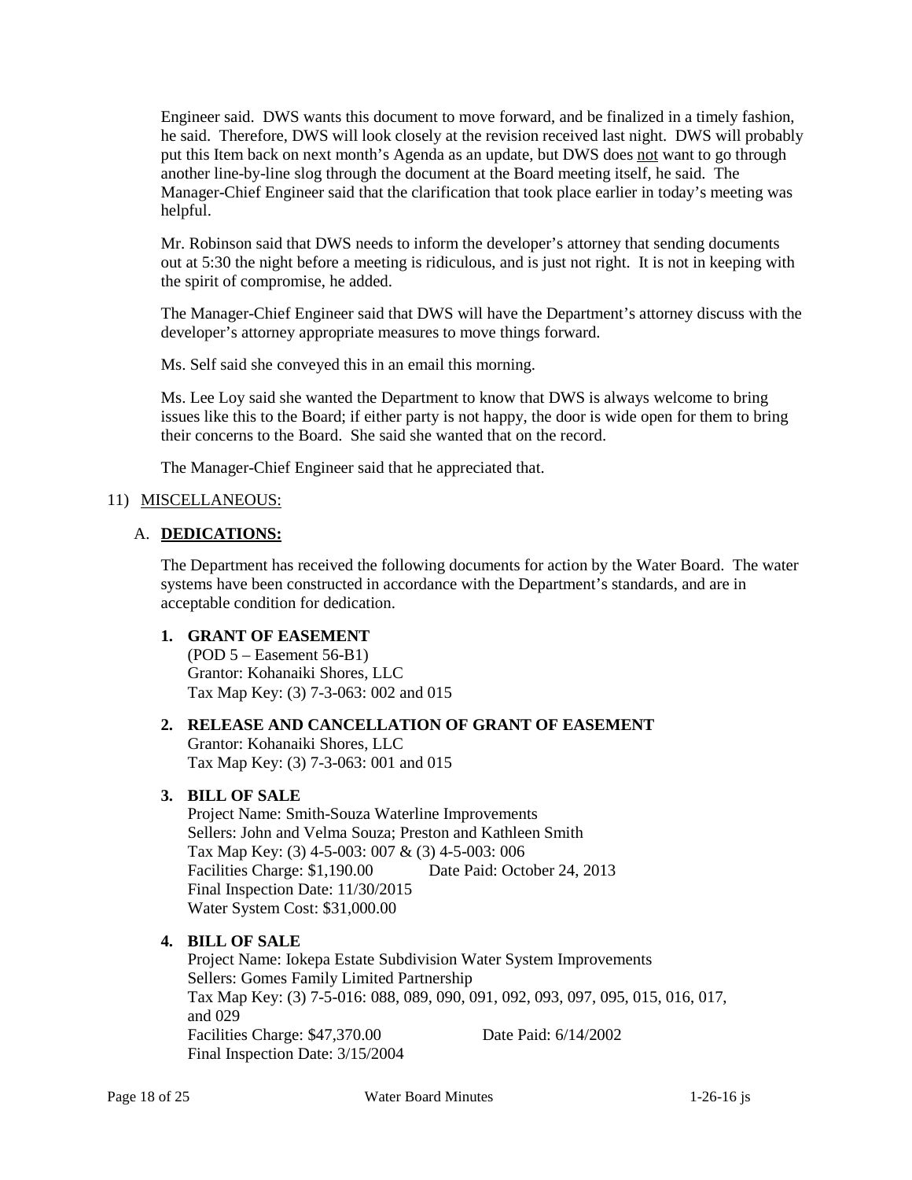Engineer said. DWS wants this document to move forward, and be finalized in a timely fashion, he said. Therefore, DWS will look closely at the revision received last night. DWS will probably put this Item back on next month's Agenda as an update, but DWS does <u>not</u> want to go through another line-by-line slog through the document at the Board meeting itself, he said. The Manager-Chief Engineer said that the clarification that took place earlier in today's meeting was helpful.

Mr. Robinson said that DWS needs to inform the developer's attorney that sending documents out at 5:30 the night before a meeting is ridiculous, and is just not right. It is not in keeping with the spirit of compromise, he added.

The Manager-Chief Engineer said that DWS will have the Department's attorney discuss with the developer's attorney appropriate measures to move things forward.

Ms. Self said she conveyed this in an email this morning.

Ms. Lee Loy said she wanted the Department to know that DWS is always welcome to bring issues like this to the Board; if either party is not happy, the door is wide open for them to bring their concerns to the Board. She said she wanted that on the record.

The Manager-Chief Engineer said that he appreciated that.

11) <u>MISCELLANEOUS:</u>

A. **<u>DEDICATIONS:</u>**

The Department has received the following documents for action by the Water Board. The water systems have been constructed in accordance with the Department's standards, and are in acceptable condition for dedication.

**1. GRANT OF EASEMENT**
(POD 5 – Easement 56-B1)
Grantor: Kohanaiki Shores, LLC
Tax Map Key: (3) 7-3-063: 002 and 015

**2. RELEASE AND CANCELLATION OF GRANT OF EASEMENT**
Grantor: Kohanaiki Shores, LLC
Tax Map Key: (3) 7-3-063: 001 and 015

**3. BILL OF SALE**
Project Name: Smith-Souza Waterline Improvements
Sellers: John and Velma Souza; Preston and Kathleen Smith
Tax Map Key: (3) 4-5-003: 007 & (3) 4-5-003: 006
Facilities Charge: $1,190.00 Date Paid: October 24, 2013
Final Inspection Date: 11/30/2015
Water System Cost: $31,000.00

**4. BILL OF SALE**
Project Name: Iokepa Estate Subdivision Water System Improvements
Sellers: Gomes Family Limited Partnership
Tax Map Key: (3) 7-5-016: 088, 089, 090, 091, 092, 093, 097, 095, 015, 016, 017, and 029
Facilities Charge: $47,370.00 Date Paid: 6/14/2002
Final Inspection Date: 3/15/2004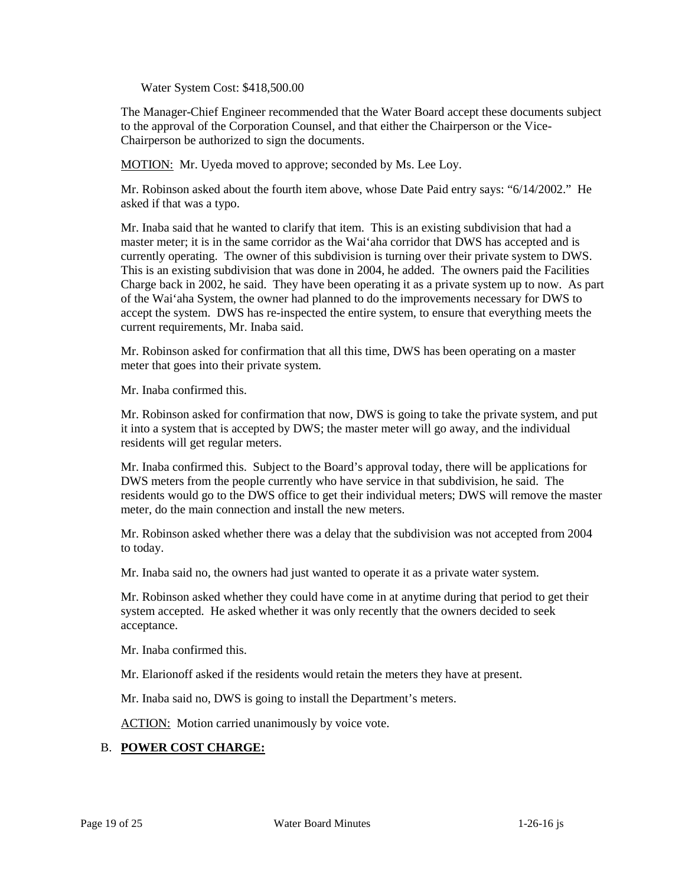Water System Cost: $418,500.00

The Manager-Chief Engineer recommended that the Water Board accept these documents subject to the approval of the Corporation Counsel, and that either the Chairperson or the Vice-Chairperson be authorized to sign the documents.

MOTION: Mr. Uyeda moved to approve; seconded by Ms. Lee Loy.

Mr. Robinson asked about the fourth item above, whose Date Paid entry says: "6/14/2002." He asked if that was a typo.

Mr. Inaba said that he wanted to clarify that item. This is an existing subdivision that had a master meter; it is in the same corridor as the Wai'aha corridor that DWS has accepted and is currently operating. The owner of this subdivision is turning over their private system to DWS. This is an existing subdivision that was done in 2004, he added. The owners paid the Facilities Charge back in 2002, he said. They have been operating it as a private system up to now. As part of the Wai'aha System, the owner had planned to do the improvements necessary for DWS to accept the system. DWS has re-inspected the entire system, to ensure that everything meets the current requirements, Mr. Inaba said.

Mr. Robinson asked for confirmation that all this time, DWS has been operating on a master meter that goes into their private system.

Mr. Inaba confirmed this.

Mr. Robinson asked for confirmation that now, DWS is going to take the private system, and put it into a system that is accepted by DWS; the master meter will go away, and the individual residents will get regular meters.

Mr. Inaba confirmed this. Subject to the Board's approval today, there will be applications for DWS meters from the people currently who have service in that subdivision, he said. The residents would go to the DWS office to get their individual meters; DWS will remove the master meter, do the main connection and install the new meters.

Mr. Robinson asked whether there was a delay that the subdivision was not accepted from 2004 to today.

Mr. Inaba said no, the owners had just wanted to operate it as a private water system.

Mr. Robinson asked whether they could have come in at anytime during that period to get their system accepted. He asked whether it was only recently that the owners decided to seek acceptance.

Mr. Inaba confirmed this.

Mr. Elarionoff asked if the residents would retain the meters they have at present.

Mr. Inaba said no, DWS is going to install the Department's meters.

ACTION: Motion carried unanimously by voice vote.

B. **POWER COST CHARGE:**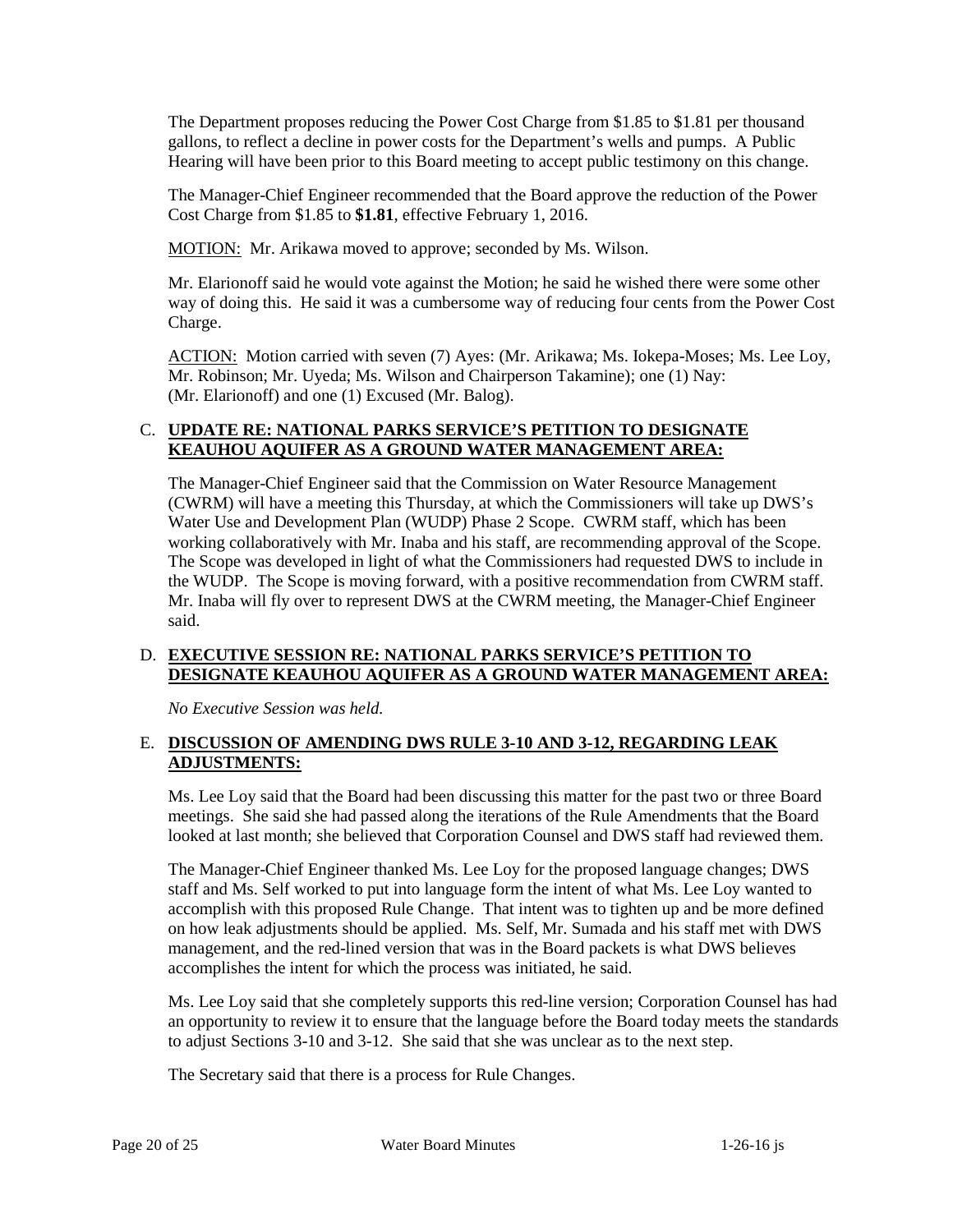The Department proposes reducing the Power Cost Charge from $1.85 to $1.81 per thousand gallons, to reflect a decline in power costs for the Department's wells and pumps. A Public Hearing will have been prior to this Board meeting to accept public testimony on this change.

The Manager-Chief Engineer recommended that the Board approve the reduction of the Power Cost Charge from $1.85 to **$1.81**, effective February 1, 2016.

<u>MOTION:</u> Mr. Arikawa moved to approve; seconded by Ms. Wilson.

Mr. Elarionoff said he would vote against the Motion; he said he wished there were some other way of doing this. He said it was a cumbersome way of reducing four cents from the Power Cost Charge.

<u>ACTION:</u> Motion carried with seven (7) Ayes: (Mr. Arikawa; Ms. Iokepa-Moses; Ms. Lee Loy, Mr. Robinson; Mr. Uyeda; Ms. Wilson and Chairperson Takamine); one (1) Nay: (Mr. Elarionoff) and one (1) Excused (Mr. Balog).

C. **<u>UPDATE RE: NATIONAL PARKS SERVICE'S PETITION TO DESIGNATE KEAUHOU AQUIFER AS A GROUND WATER MANAGEMENT AREA:</u>**

The Manager-Chief Engineer said that the Commission on Water Resource Management (CWRM) will have a meeting this Thursday, at which the Commissioners will take up DWS's Water Use and Development Plan (WUDP) Phase 2 Scope. CWRM staff, which has been working collaboratively with Mr. Inaba and his staff, are recommending approval of the Scope. The Scope was developed in light of what the Commissioners had requested DWS to include in the WUDP. The Scope is moving forward, with a positive recommendation from CWRM staff. Mr. Inaba will fly over to represent DWS at the CWRM meeting, the Manager-Chief Engineer said.

D. **<u>EXECUTIVE SESSION RE: NATIONAL PARKS SERVICE'S PETITION TO DESIGNATE KEAUHOU AQUIFER AS A GROUND WATER MANAGEMENT AREA:</u>**

*No Executive Session was held.*

E. **<u>DISCUSSION OF AMENDING DWS RULE 3-10 AND 3-12, REGARDING LEAK ADJUSTMENTS:</u>**

Ms. Lee Loy said that the Board had been discussing this matter for the past two or three Board meetings. She said she had passed along the iterations of the Rule Amendments that the Board looked at last month; she believed that Corporation Counsel and DWS staff had reviewed them.

The Manager-Chief Engineer thanked Ms. Lee Loy for the proposed language changes; DWS staff and Ms. Self worked to put into language form the intent of what Ms. Lee Loy wanted to accomplish with this proposed Rule Change. That intent was to tighten up and be more defined on how leak adjustments should be applied. Ms. Self, Mr. Sumada and his staff met with DWS management, and the red-lined version that was in the Board packets is what DWS believes accomplishes the intent for which the process was initiated, he said.

Ms. Lee Loy said that she completely supports this red-line version; Corporation Counsel has had an opportunity to review it to ensure that the language before the Board today meets the standards to adjust Sections 3-10 and 3-12. She said that she was unclear as to the next step.

The Secretary said that there is a process for Rule Changes.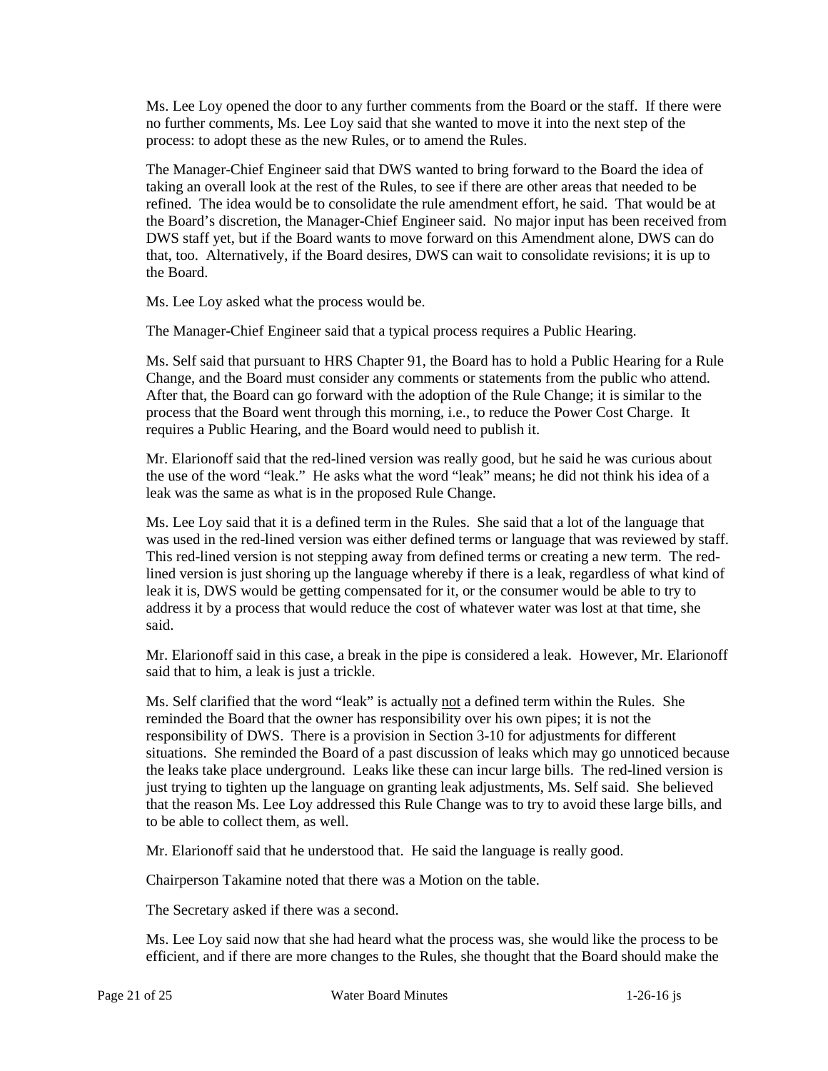Ms. Lee Loy opened the door to any further comments from the Board or the staff. If there were no further comments, Ms. Lee Loy said that she wanted to move it into the next step of the process: to adopt these as the new Rules, or to amend the Rules.

The Manager-Chief Engineer said that DWS wanted to bring forward to the Board the idea of taking an overall look at the rest of the Rules, to see if there are other areas that needed to be refined. The idea would be to consolidate the rule amendment effort, he said. That would be at the Board's discretion, the Manager-Chief Engineer said. No major input has been received from DWS staff yet, but if the Board wants to move forward on this Amendment alone, DWS can do that, too. Alternatively, if the Board desires, DWS can wait to consolidate revisions; it is up to the Board.

Ms. Lee Loy asked what the process would be.

The Manager-Chief Engineer said that a typical process requires a Public Hearing.

Ms. Self said that pursuant to HRS Chapter 91, the Board has to hold a Public Hearing for a Rule Change, and the Board must consider any comments or statements from the public who attend. After that, the Board can go forward with the adoption of the Rule Change; it is similar to the process that the Board went through this morning, i.e., to reduce the Power Cost Charge. It requires a Public Hearing, and the Board would need to publish it.

Mr. Elarionoff said that the red-lined version was really good, but he said he was curious about the use of the word "leak." He asks what the word "leak" means; he did not think his idea of a leak was the same as what is in the proposed Rule Change.

Ms. Lee Loy said that it is a defined term in the Rules. She said that a lot of the language that was used in the red-lined version was either defined terms or language that was reviewed by staff. This red-lined version is not stepping away from defined terms or creating a new term. The red-lined version is just shoring up the language whereby if there is a leak, regardless of what kind of leak it is, DWS would be getting compensated for it, or the consumer would be able to try to address it by a process that would reduce the cost of whatever water was lost at that time, she said.

Mr. Elarionoff said in this case, a break in the pipe is considered a leak. However, Mr. Elarionoff said that to him, a leak is just a trickle.

Ms. Self clarified that the word "leak" is actually <u>not</u> a defined term within the Rules. She reminded the Board that the owner has responsibility over his own pipes; it is not the responsibility of DWS. There is a provision in Section 3-10 for adjustments for different situations. She reminded the Board of a past discussion of leaks which may go unnoticed because the leaks take place underground. Leaks like these can incur large bills. The red-lined version is just trying to tighten up the language on granting leak adjustments, Ms. Self said. She believed that the reason Ms. Lee Loy addressed this Rule Change was to try to avoid these large bills, and to be able to collect them, as well.

Mr. Elarionoff said that he understood that. He said the language is really good.

Chairperson Takamine noted that there was a Motion on the table.

The Secretary asked if there was a second.

Ms. Lee Loy said now that she had heard what the process was, she would like the process to be efficient, and if there are more changes to the Rules, she thought that the Board should make the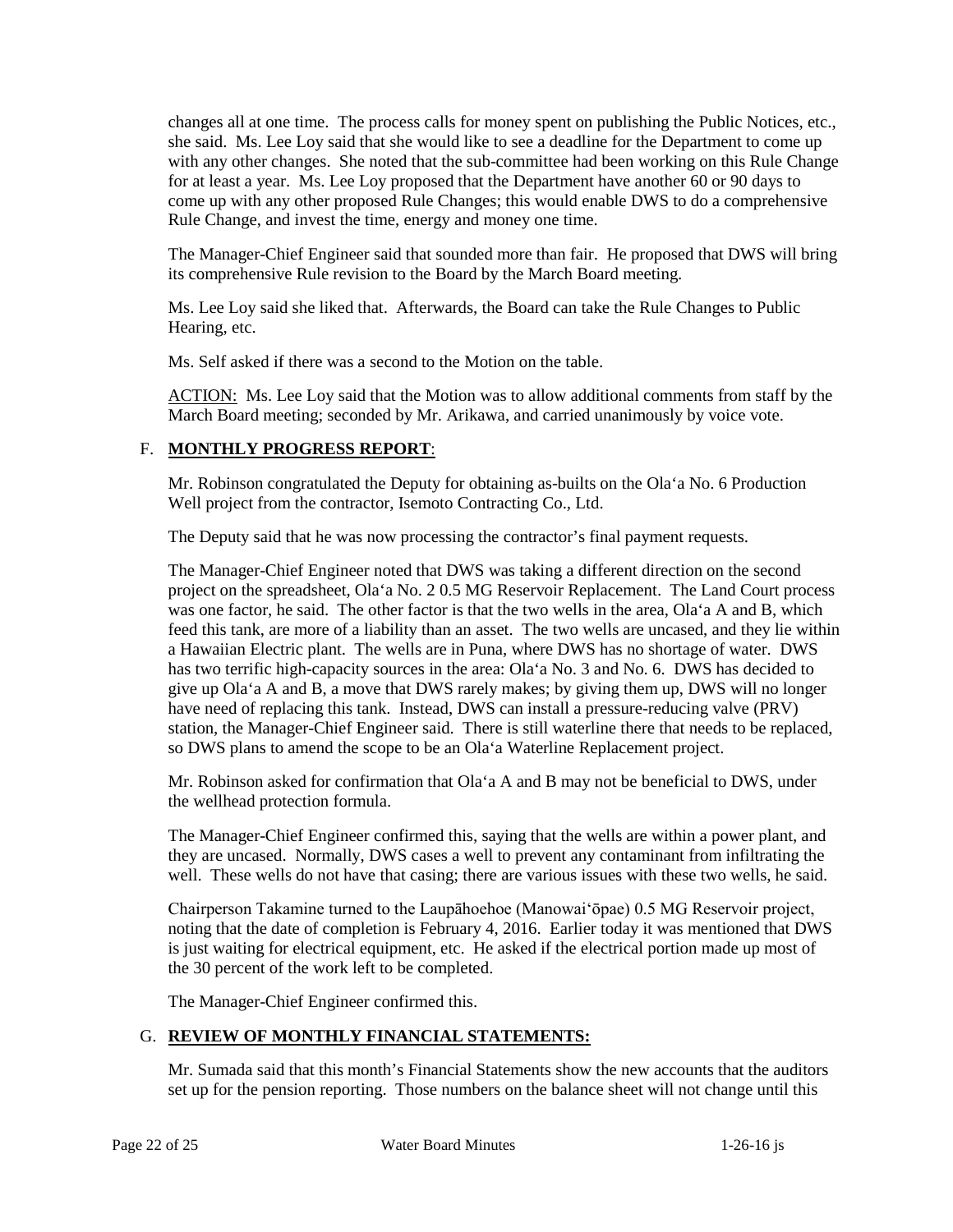changes all at one time. The process calls for money spent on publishing the Public Notices, etc., she said. Ms. Lee Loy said that she would like to see a deadline for the Department to come up with any other changes. She noted that the sub-committee had been working on this Rule Change for at least a year. Ms. Lee Loy proposed that the Department have another 60 or 90 days to come up with any other proposed Rule Changes; this would enable DWS to do a comprehensive Rule Change, and invest the time, energy and money one time.

The Manager-Chief Engineer said that sounded more than fair. He proposed that DWS will bring its comprehensive Rule revision to the Board by the March Board meeting.

Ms. Lee Loy said she liked that. Afterwards, the Board can take the Rule Changes to Public Hearing, etc.

Ms. Self asked if there was a second to the Motion on the table.

ACTION: Ms. Lee Loy said that the Motion was to allow additional comments from staff by the March Board meeting; seconded by Mr. Arikawa, and carried unanimously by voice vote.

## F. **MONTHLY PROGRESS REPORT**:

Mr. Robinson congratulated the Deputy for obtaining as-builts on the Ola‘a No. 6 Production Well project from the contractor, Isemoto Contracting Co., Ltd.

The Deputy said that he was now processing the contractor's final payment requests.

The Manager-Chief Engineer noted that DWS was taking a different direction on the second project on the spreadsheet, Ola‘a No. 2 0.5 MG Reservoir Replacement. The Land Court process was one factor, he said. The other factor is that the two wells in the area, Ola‘a A and B, which feed this tank, are more of a liability than an asset. The two wells are uncased, and they lie within a Hawaiian Electric plant. The wells are in Puna, where DWS has no shortage of water. DWS has two terrific high-capacity sources in the area: Ola‘a No. 3 and No. 6. DWS has decided to give up Ola‘a A and B, a move that DWS rarely makes; by giving them up, DWS will no longer have need of replacing this tank. Instead, DWS can install a pressure-reducing valve (PRV) station, the Manager-Chief Engineer said. There is still waterline there that needs to be replaced, so DWS plans to amend the scope to be an Ola‘a Waterline Replacement project.

Mr. Robinson asked for confirmation that Ola‘a A and B may not be beneficial to DWS, under the wellhead protection formula.

The Manager-Chief Engineer confirmed this, saying that the wells are within a power plant, and they are uncased. Normally, DWS cases a well to prevent any contaminant from infiltrating the well. These wells do not have that casing; there are various issues with these two wells, he said.

Chairperson Takamine turned to the Laupāhoehoe (Manowai‘ōpae) 0.5 MG Reservoir project, noting that the date of completion is February 4, 2016. Earlier today it was mentioned that DWS is just waiting for electrical equipment, etc. He asked if the electrical portion made up most of the 30 percent of the work left to be completed.

The Manager-Chief Engineer confirmed this.

## G. **REVIEW OF MONTHLY FINANCIAL STATEMENTS:**

Mr. Sumada said that this month's Financial Statements show the new accounts that the auditors set up for the pension reporting. Those numbers on the balance sheet will not change until this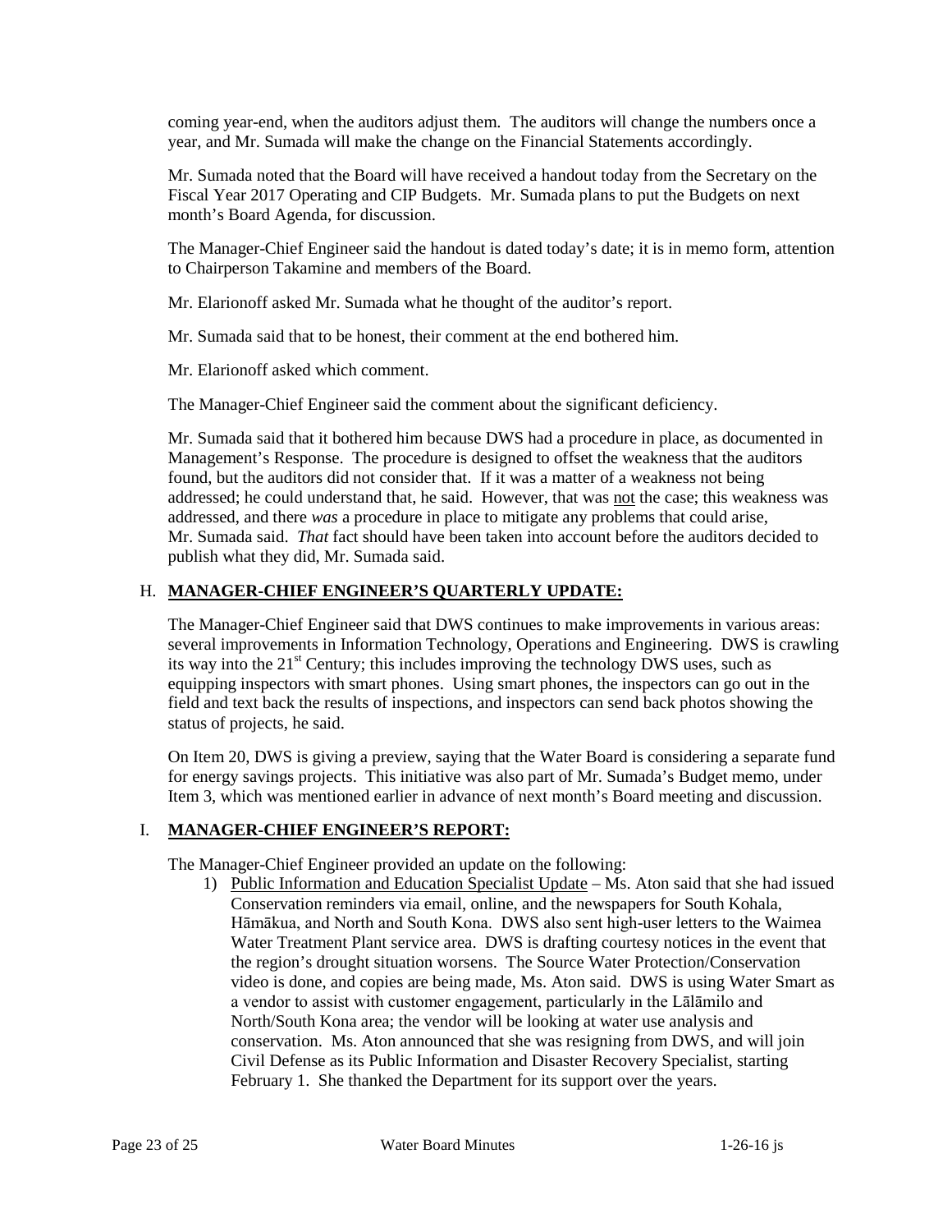coming year-end, when the auditors adjust them. The auditors will change the numbers once a year, and Mr. Sumada will make the change on the Financial Statements accordingly.

Mr. Sumada noted that the Board will have received a handout today from the Secretary on the Fiscal Year 2017 Operating and CIP Budgets. Mr. Sumada plans to put the Budgets on next month's Board Agenda, for discussion.

The Manager-Chief Engineer said the handout is dated today's date; it is in memo form, attention to Chairperson Takamine and members of the Board.

Mr. Elarionoff asked Mr. Sumada what he thought of the auditor's report.

Mr. Sumada said that to be honest, their comment at the end bothered him.

Mr. Elarionoff asked which comment.

The Manager-Chief Engineer said the comment about the significant deficiency.

Mr. Sumada said that it bothered him because DWS had a procedure in place, as documented in Management's Response. The procedure is designed to offset the weakness that the auditors found, but the auditors did not consider that. If it was a matter of a weakness not being addressed; he could understand that, he said. However, that was <u>not</u> the case; this weakness was addressed, and there *was* a procedure in place to mitigate any problems that could arise, Mr. Sumada said. *That* fact should have been taken into account before the auditors decided to publish what they did, Mr. Sumada said.

## H. <u>MANAGER-CHIEF ENGINEER'S QUARTERLY UPDATE:</u>

The Manager-Chief Engineer said that DWS continues to make improvements in various areas: several improvements in Information Technology, Operations and Engineering. DWS is crawling its way into the 21st Century; this includes improving the technology DWS uses, such as equipping inspectors with smart phones. Using smart phones, the inspectors can go out in the field and text back the results of inspections, and inspectors can send back photos showing the status of projects, he said.

On Item 20, DWS is giving a preview, saying that the Water Board is considering a separate fund for energy savings projects. This initiative was also part of Mr. Sumada's Budget memo, under Item 3, which was mentioned earlier in advance of next month's Board meeting and discussion.

## I. <u>MANAGER-CHIEF ENGINEER'S REPORT:</u>

The Manager-Chief Engineer provided an update on the following:

1) <u>Public Information and Education Specialist Update</u> – Ms. Aton said that she had issued Conservation reminders via email, online, and the newspapers for South Kohala, Hāmākua, and North and South Kona. DWS also sent high-user letters to the Waimea Water Treatment Plant service area. DWS is drafting courtesy notices in the event that the region's drought situation worsens. The Source Water Protection/Conservation video is done, and copies are being made, Ms. Aton said. DWS is using Water Smart as a vendor to assist with customer engagement, particularly in the Lālāmilo and North/South Kona area; the vendor will be looking at water use analysis and conservation. Ms. Aton announced that she was resigning from DWS, and will join Civil Defense as its Public Information and Disaster Recovery Specialist, starting February 1. She thanked the Department for its support over the years.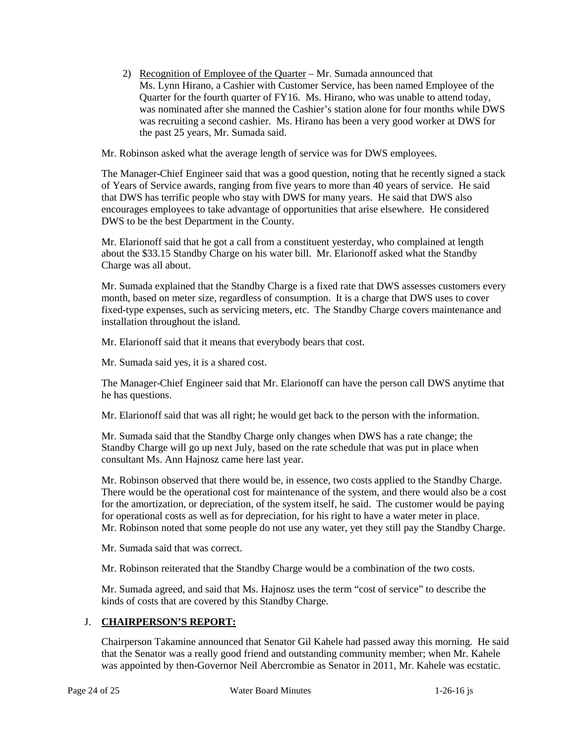2) <u>Recognition of Employee of the Quarter</u> – Mr. Sumada announced that Ms. Lynn Hirano, a Cashier with Customer Service, has been named Employee of the Quarter for the fourth quarter of FY16. Ms. Hirano, who was unable to attend today, was nominated after she manned the Cashier's station alone for four months while DWS was recruiting a second cashier. Ms. Hirano has been a very good worker at DWS for the past 25 years, Mr. Sumada said.

Mr. Robinson asked what the average length of service was for DWS employees.

The Manager-Chief Engineer said that was a good question, noting that he recently signed a stack of Years of Service awards, ranging from five years to more than 40 years of service. He said that DWS has terrific people who stay with DWS for many years. He said that DWS also encourages employees to take advantage of opportunities that arise elsewhere. He considered DWS to be the best Department in the County.

Mr. Elarionoff said that he got a call from a constituent yesterday, who complained at length about the $33.15 Standby Charge on his water bill. Mr. Elarionoff asked what the Standby Charge was all about.

Mr. Sumada explained that the Standby Charge is a fixed rate that DWS assesses customers every month, based on meter size, regardless of consumption. It is a charge that DWS uses to cover fixed-type expenses, such as servicing meters, etc. The Standby Charge covers maintenance and installation throughout the island.

Mr. Elarionoff said that it means that everybody bears that cost.

Mr. Sumada said yes, it is a shared cost.

The Manager-Chief Engineer said that Mr. Elarionoff can have the person call DWS anytime that he has questions.

Mr. Elarionoff said that was all right; he would get back to the person with the information.

Mr. Sumada said that the Standby Charge only changes when DWS has a rate change; the Standby Charge will go up next July, based on the rate schedule that was put in place when consultant Ms. Ann Hajnosz came here last year.

Mr. Robinson observed that there would be, in essence, two costs applied to the Standby Charge. There would be the operational cost for maintenance of the system, and there would also be a cost for the amortization, or depreciation, of the system itself, he said. The customer would be paying for operational costs as well as for depreciation, for his right to have a water meter in place. Mr. Robinson noted that some people do not use any water, yet they still pay the Standby Charge.

Mr. Sumada said that was correct.

Mr. Robinson reiterated that the Standby Charge would be a combination of the two costs.

Mr. Sumada agreed, and said that Ms. Hajnosz uses the term "cost of service" to describe the kinds of costs that are covered by this Standby Charge.

## J. <u>CHAIRPERSON'S REPORT:</u>

Chairperson Takamine announced that Senator Gil Kahele had passed away this morning. He said that the Senator was a really good friend and outstanding community member; when Mr. Kahele was appointed by then-Governor Neil Abercrombie as Senator in 2011, Mr. Kahele was ecstatic.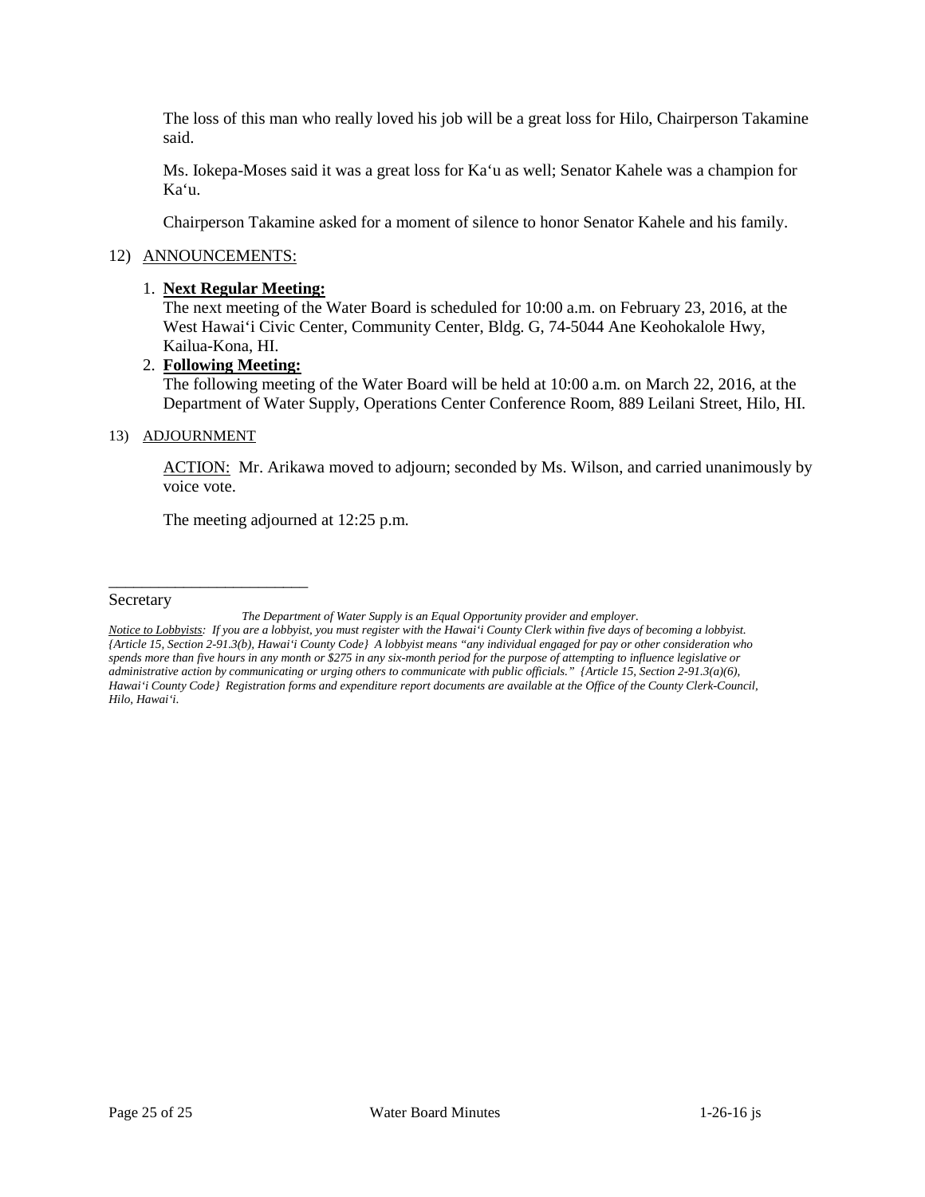The loss of this man who really loved his job will be a great loss for Hilo, Chairperson Takamine said.

Ms. Iokepa-Moses said it was a great loss for Ka'u as well; Senator Kahele was a champion for Ka'u.

Chairperson Takamine asked for a moment of silence to honor Senator Kahele and his family.

12) ANNOUNCEMENTS:

1. **Next Regular Meeting:**
The next meeting of the Water Board is scheduled for 10:00 a.m. on February 23, 2016, at the West Hawai'i Civic Center, Community Center, Bldg. G, 74-5044 Ane Keohokalole Hwy, Kailua-Kona, HI.

2. **Following Meeting:**
The following meeting of the Water Board will be held at 10:00 a.m. on March 22, 2016, at the Department of Water Supply, Operations Center Conference Room, 889 Leilani Street, Hilo, HI.

13) ADJOURNMENT

ACTION: Mr. Arikawa moved to adjourn; seconded by Ms. Wilson, and carried unanimously by voice vote.

The meeting adjourned at 12:25 p.m.

\_\_\_\_\_\_\_\_\_\_\_\_\_\_\_\_\_\_\_\_\_\_\_\_\_

Secretary

*The Department of Water Supply is an Equal Opportunity provider and employer.*

*Notice to Lobbyists: If you are a lobbyist, you must register with the Hawai'i County Clerk within five days of becoming a lobbyist. {Article 15, Section 2-91.3(b), Hawai'i County Code} A lobbyist means "any individual engaged for pay or other consideration who spends more than five hours in any month or $275 in any six-month period for the purpose of attempting to influence legislative or administrative action by communicating or urging others to communicate with public officials." {Article 15, Section 2-91.3(a)(6), Hawai'i County Code} Registration forms and expenditure report documents are available at the Office of the County Clerk-Council, Hilo, Hawai'i.*